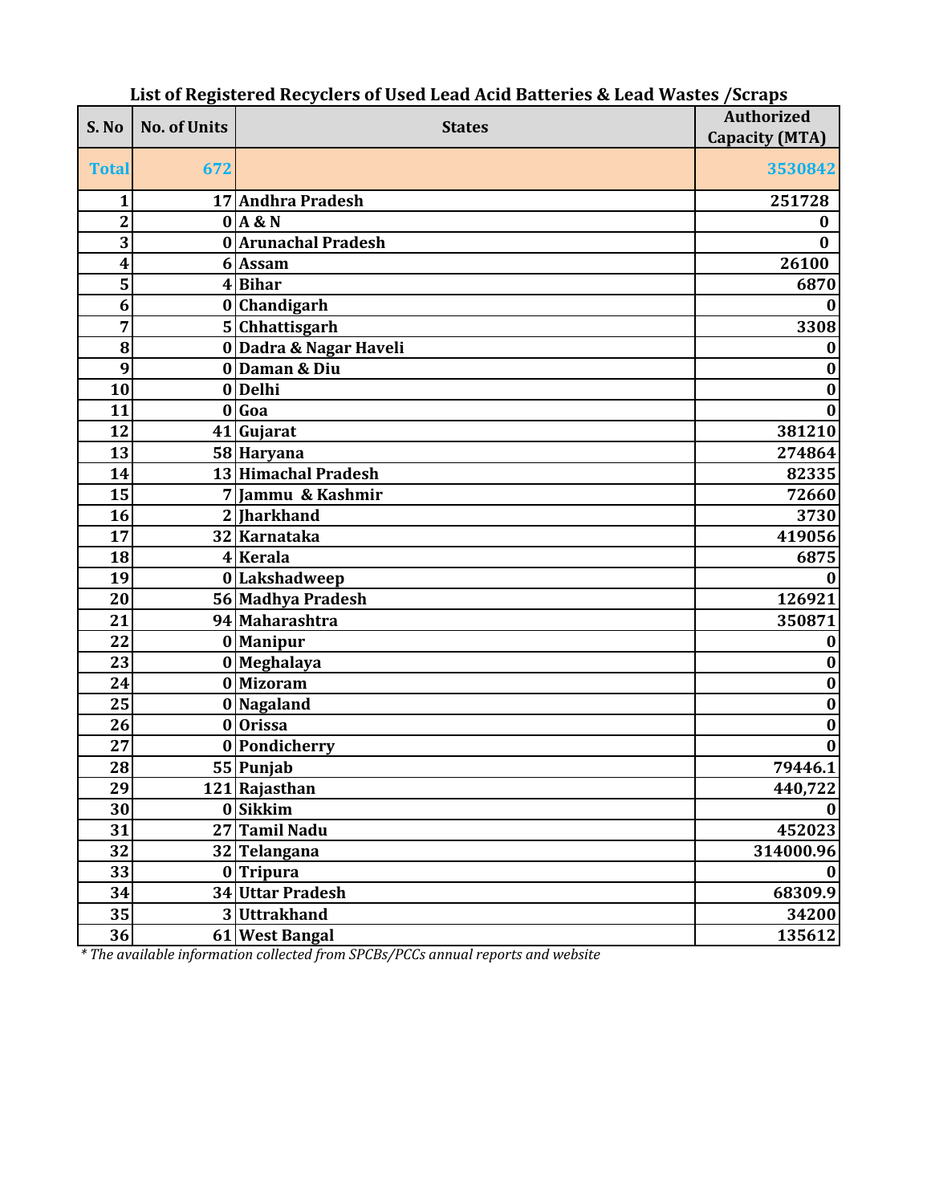## List of Registered Recyclers of Used Lead Acid Batteries & Lead Wastes /Scraps

| S. No | No. of Units | States | Authorized Capacity (MTA) |
|---|---|---|---|
| **Total** | **672** | | **3530842** |
| 1 | 17 | Andhra Pradesh | 251728 |
| 2 | 0 | A & N | 0 |
| 3 | 0 | Arunachal Pradesh | 0 |
| 4 | 6 | Assam | 26100 |
| 5 | 4 | Bihar | 6870 |
| 6 | 0 | Chandigarh | 0 |
| 7 | 5 | Chhattisgarh | 3308 |
| 8 | 0 | Dadra & Nagar Haveli | 0 |
| 9 | 0 | Daman & Diu | 0 |
| 10 | 0 | Delhi | 0 |
| 11 | 0 | Goa | 0 |
| 12 | 41 | Gujarat | 381210 |
| 13 | 58 | Haryana | 274864 |
| 14 | 13 | Himachal Pradesh | 82335 |
| 15 | 7 | Jammu & Kashmir | 72660 |
| 16 | 2 | Jharkhand | 3730 |
| 17 | 32 | Karnataka | 419056 |
| 18 | 4 | Kerala | 6875 |
| 19 | 0 | Lakshadweep | 0 |
| 20 | 56 | Madhya Pradesh | 126921 |
| 21 | 94 | Maharashtra | 350871 |
| 22 | 0 | Manipur | 0 |
| 23 | 0 | Meghalaya | 0 |
| 24 | 0 | Mizoram | 0 |
| 25 | 0 | Nagaland | 0 |
| 26 | 0 | Orissa | 0 |
| 27 | 0 | Pondicherry | 0 |
| 28 | 55 | Punjab | 79446.1 |
| 29 | 121 | Rajasthan | 440,722 |
| 30 | 0 | Sikkim | 0 |
| 31 | 27 | Tamil Nadu | 452023 |
| 32 | 32 | Telangana | 314000.96 |
| 33 | 0 | Tripura | 0 |
| 34 | 34 | Uttar Pradesh | 68309.9 |
| 35 | 3 | Uttrakhand | 34200 |
| 36 | 61 | West Bangal | 135612 |

*\* The available information collected from SPCBs/PCCs annual reports and website*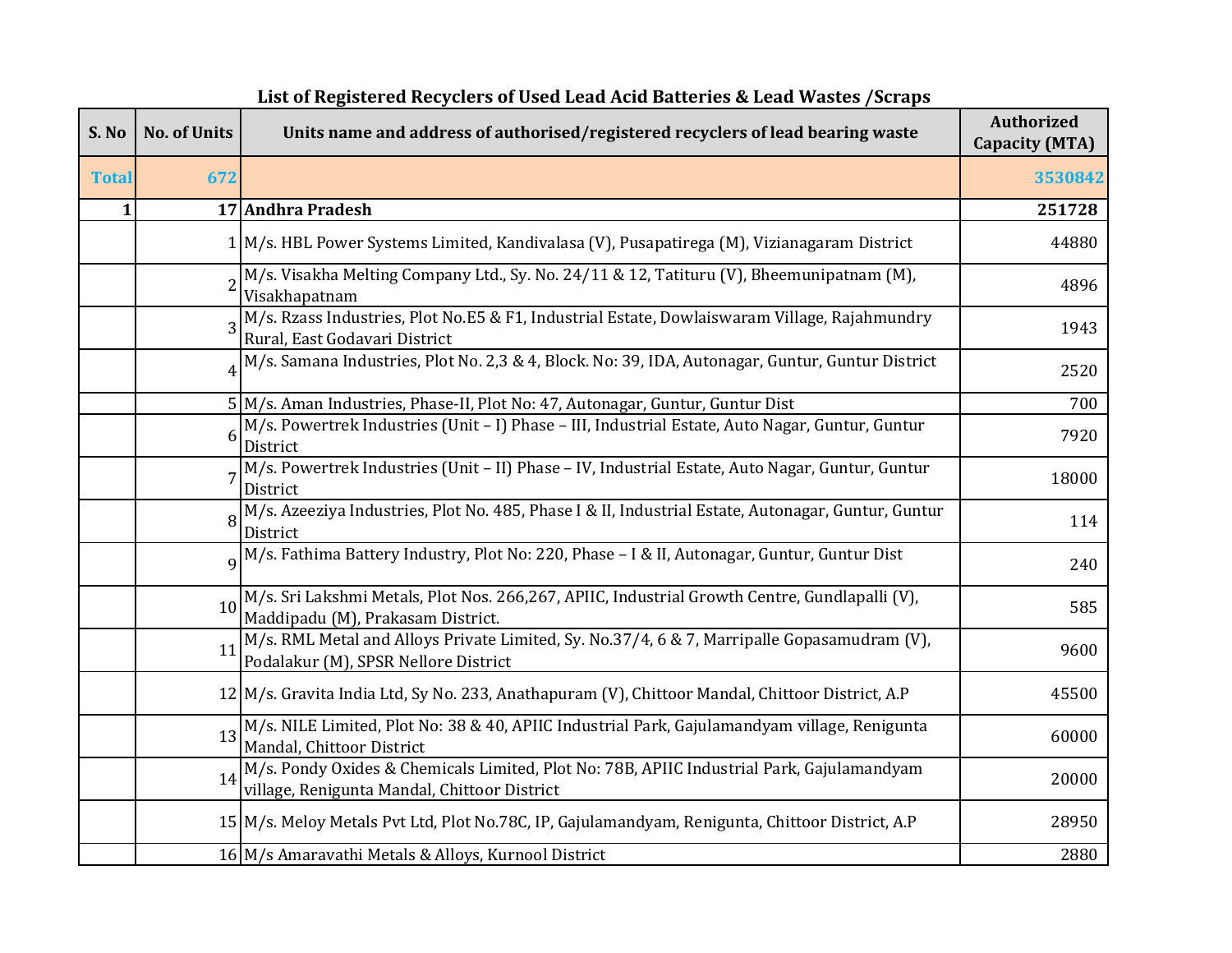**List of Registered Recyclers of Used Lead Acid Batteries & Lead Wastes /Scraps**

| S. No | No. of Units | Units name and address of authorised/registered recyclers of lead bearing waste | Authorized Capacity (MTA) |
|---|---|---|---|
| **Total** | **672** | | **3530842** |
| **1** | **17** | **Andhra Pradesh** | **251728** |
| | 1 | M/s. HBL Power Systems Limited, Kandivalasa (V), Pusapatirega (M), Vizianagaram District | 44880 |
| | 2 | M/s. Visakha Melting Company Ltd., Sy. No. 24/11 & 12, Tatituru (V), Bheemunipatnam (M), Visakhapatnam | 4896 |
| | 3 | M/s. Rzass Industries, Plot No.E5 & F1, Industrial Estate, Dowlaiswaram Village, Rajahmundry Rural, East Godavari District | 1943 |
| | 4 | M/s. Samana Industries, Plot No. 2,3 & 4, Block. No: 39, IDA, Autonagar, Guntur, Guntur District | 2520 |
| | 5 | M/s. Aman Industries, Phase-II, Plot No: 47, Autonagar, Guntur, Guntur Dist | 700 |
| | 6 | M/s. Powertrek Industries (Unit – I) Phase – III, Industrial Estate, Auto Nagar, Guntur, Guntur District | 7920 |
| | 7 | M/s. Powertrek Industries (Unit – II) Phase – IV, Industrial Estate, Auto Nagar, Guntur, Guntur District | 18000 |
| | 8 | M/s. Azeeziya Industries, Plot No. 485, Phase I & II, Industrial Estate, Autonagar, Guntur, Guntur District | 114 |
| | 9 | M/s. Fathima Battery Industry, Plot No: 220, Phase – I & II, Autonagar, Guntur, Guntur Dist | 240 |
| | 10 | M/s. Sri Lakshmi Metals, Plot Nos. 266,267, APIIC, Industrial Growth Centre, Gundlapalli (V), Maddipadu (M), Prakasam District. | 585 |
| | 11 | M/s. RML Metal and Alloys Private Limited, Sy. No.37/4, 6 & 7, Marripalle Gopasamudram (V), Podalakur (M), SPSR Nellore District | 9600 |
| | 12 | M/s. Gravita India Ltd, Sy No. 233, Anathapuram (V), Chittoor Mandal, Chittoor District, A.P | 45500 |
| | 13 | M/s. NILE Limited, Plot No: 38 & 40, APIIC Industrial Park, Gajulamandyam village, Renigunta Mandal, Chittoor District | 60000 |
| | 14 | M/s. Pondy Oxides & Chemicals Limited, Plot No: 78B, APIIC Industrial Park, Gajulamandyam village, Renigunta Mandal, Chittoor District | 20000 |
| | 15 | M/s. Meloy Metals Pvt Ltd, Plot No.78C, IP, Gajulamandyam, Renigunta, Chittoor District, A.P | 28950 |
| | 16 | M/s Amaravathi Metals & Alloys, Kurnool District | 2880 |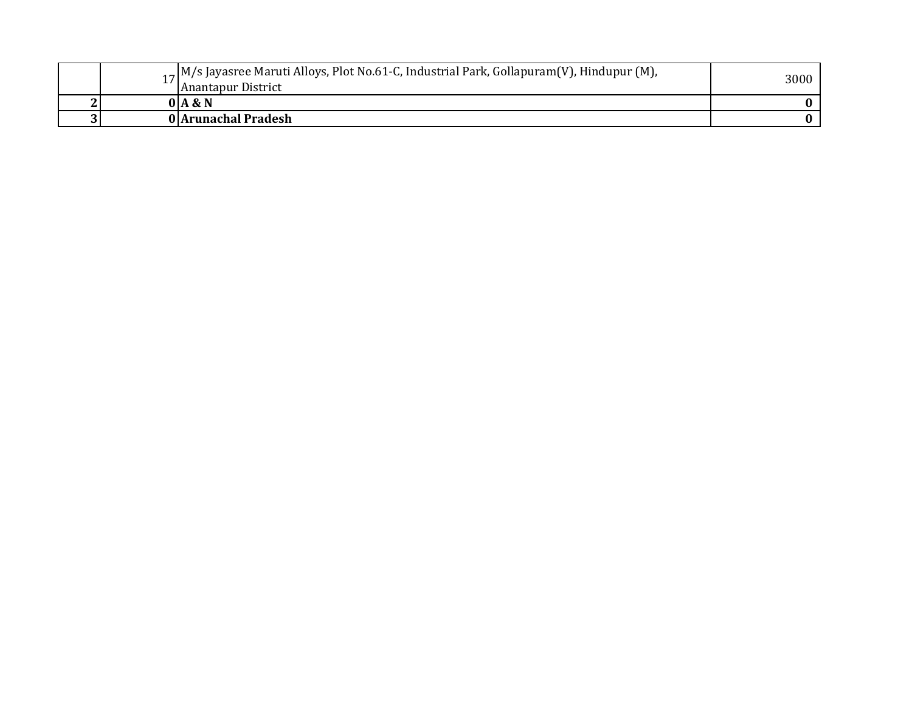| | | | |
|---|---|---|---|
| | 17 | M/s Jayasree Maruti Alloys, Plot No.61-C, Industrial Park, Gollapuram(V), Hindupur (M), Anantapur District | 3000 |
| **2** | **0** | **A & N** | **0** |
| **3** | **0** | **Arunachal Pradesh** | **0** |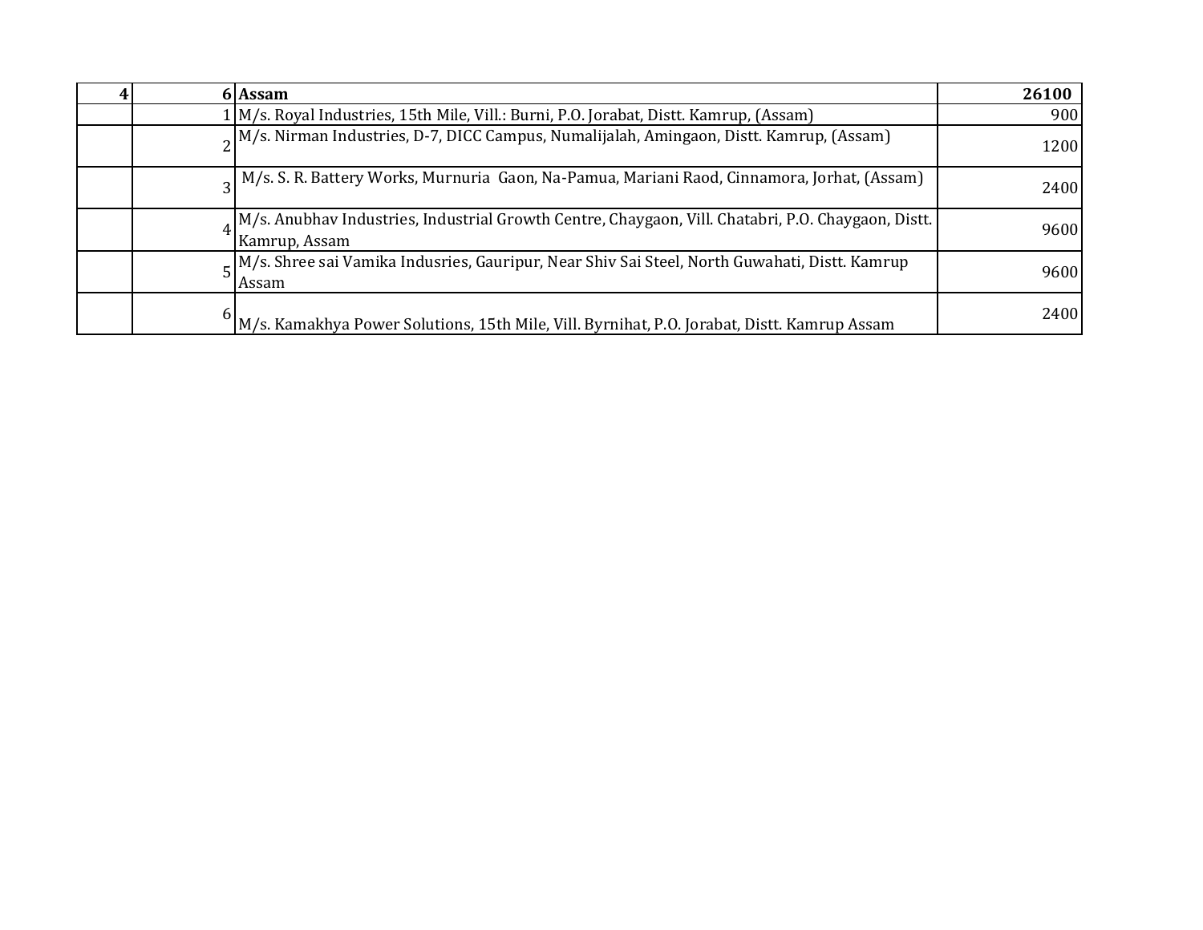| **4** | **6** | **Assam** | **26100** |
|---|---|---|---|
| | 1 | M/s. Royal Industries, 15th Mile, Vill.: Burni, P.O. Jorabat, Distt. Kamrup, (Assam) | 900 |
| | 2 | M/s. Nirman Industries, D-7, DICC Campus, Numalijalah, Amingaon, Distt. Kamrup, (Assam) | 1200 |
| | 3 | M/s. S. R. Battery Works, Murnuria Gaon, Na-Pamua, Mariani Raod, Cinnamora, Jorhat, (Assam) | 2400 |
| | 4 | M/s. Anubhav Industries, Industrial Growth Centre, Chaygaon, Vill. Chatabri, P.O. Chaygaon, Distt. Kamrup, Assam | 9600 |
| | 5 | M/s. Shree sai Vamika Indusries, Gauripur, Near Shiv Sai Steel, North Guwahati, Distt. Kamrup Assam | 9600 |
| | 6 | M/s. Kamakhya Power Solutions, 15th Mile, Vill. Byrnihat, P.O. Jorabat, Distt. Kamrup Assam | 2400 |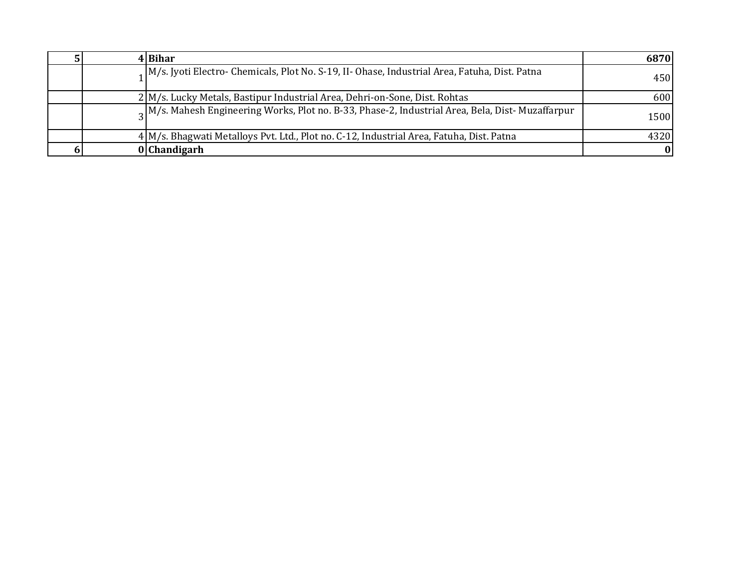| | | | |
|---|---|---|---|
| **5** | **4** | **Bihar** | **6870** |
| | 1 | M/s. Jyoti Electro- Chemicals, Plot No. S-19, II- Ohase, Industrial Area, Fatuha, Dist. Patna | 450 |
| | 2 | M/s. Lucky Metals, Bastipur Industrial Area, Dehri-on-Sone, Dist. Rohtas | 600 |
| | 3 | M/s. Mahesh Engineering Works, Plot no. B-33, Phase-2, Industrial Area, Bela, Dist- Muzaffarpur | 1500 |
| | 4 | M/s. Bhagwati Metalloys Pvt. Ltd., Plot no. C-12, Industrial Area, Fatuha, Dist. Patna | 4320 |
| **6** | **0** | **Chandigarh** | **0** |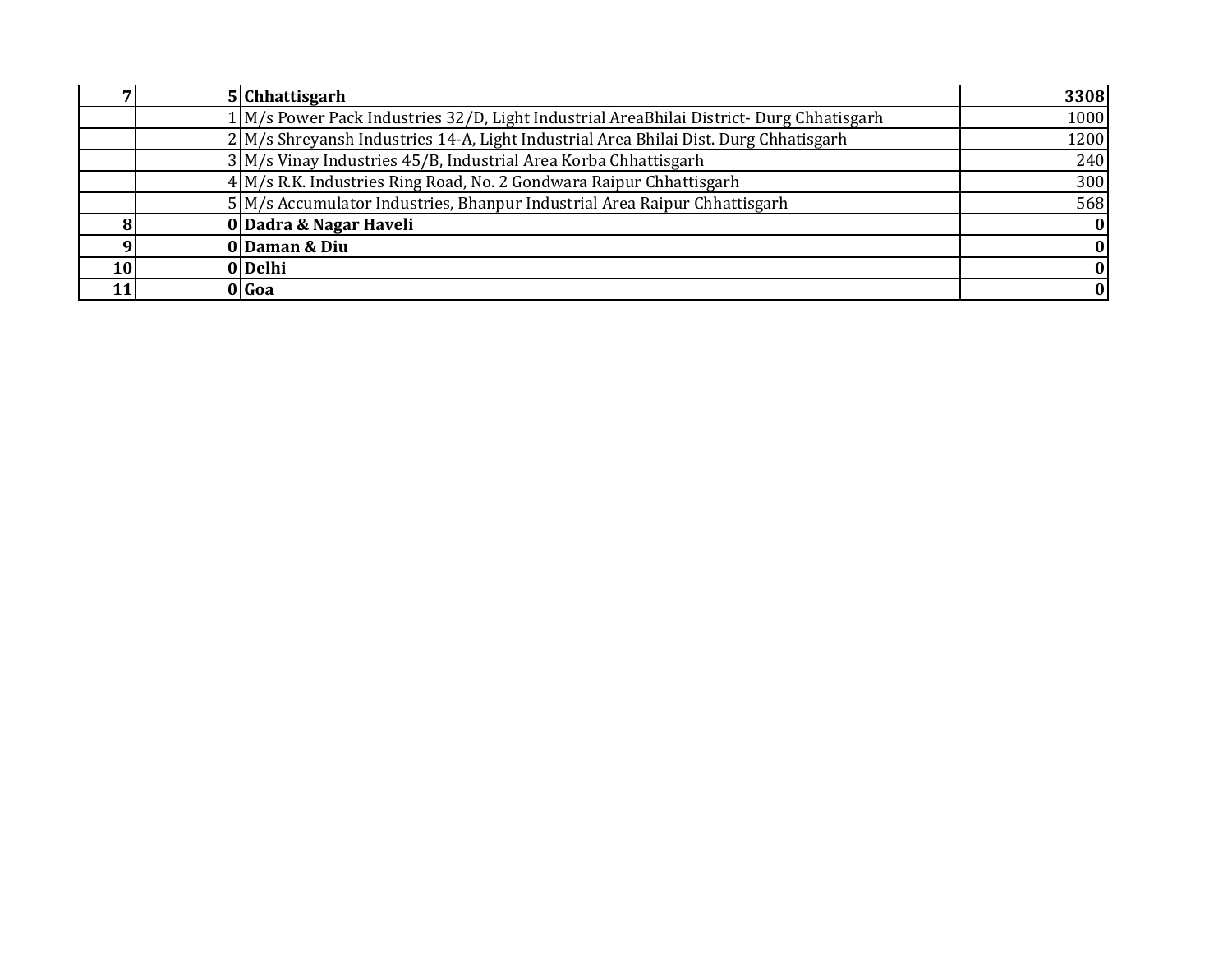| | | | |
|---|---|---|---|
| **7** | **5** | **Chhattisgarh** | **3308** |
| | 1 | M/s Power Pack Industries 32/D, Light Industrial AreaBhilai District- Durg Chhatisgarh | 1000 |
| | 2 | M/s Shreyansh Industries 14-A, Light Industrial Area Bhilai Dist. Durg Chhatisgarh | 1200 |
| | 3 | M/s Vinay Industries 45/B, Industrial Area Korba Chhattisgarh | 240 |
| | 4 | M/s R.K. Industries Ring Road, No. 2 Gondwara Raipur Chhattisgarh | 300 |
| | 5 | M/s Accumulator Industries, Bhanpur Industrial Area Raipur Chhattisgarh | 568 |
| **8** | **0** | **Dadra & Nagar Haveli** | **0** |
| **9** | **0** | **Daman & Diu** | **0** |
| **10** | **0** | **Delhi** | **0** |
| **11** | **0** | **Goa** | **0** |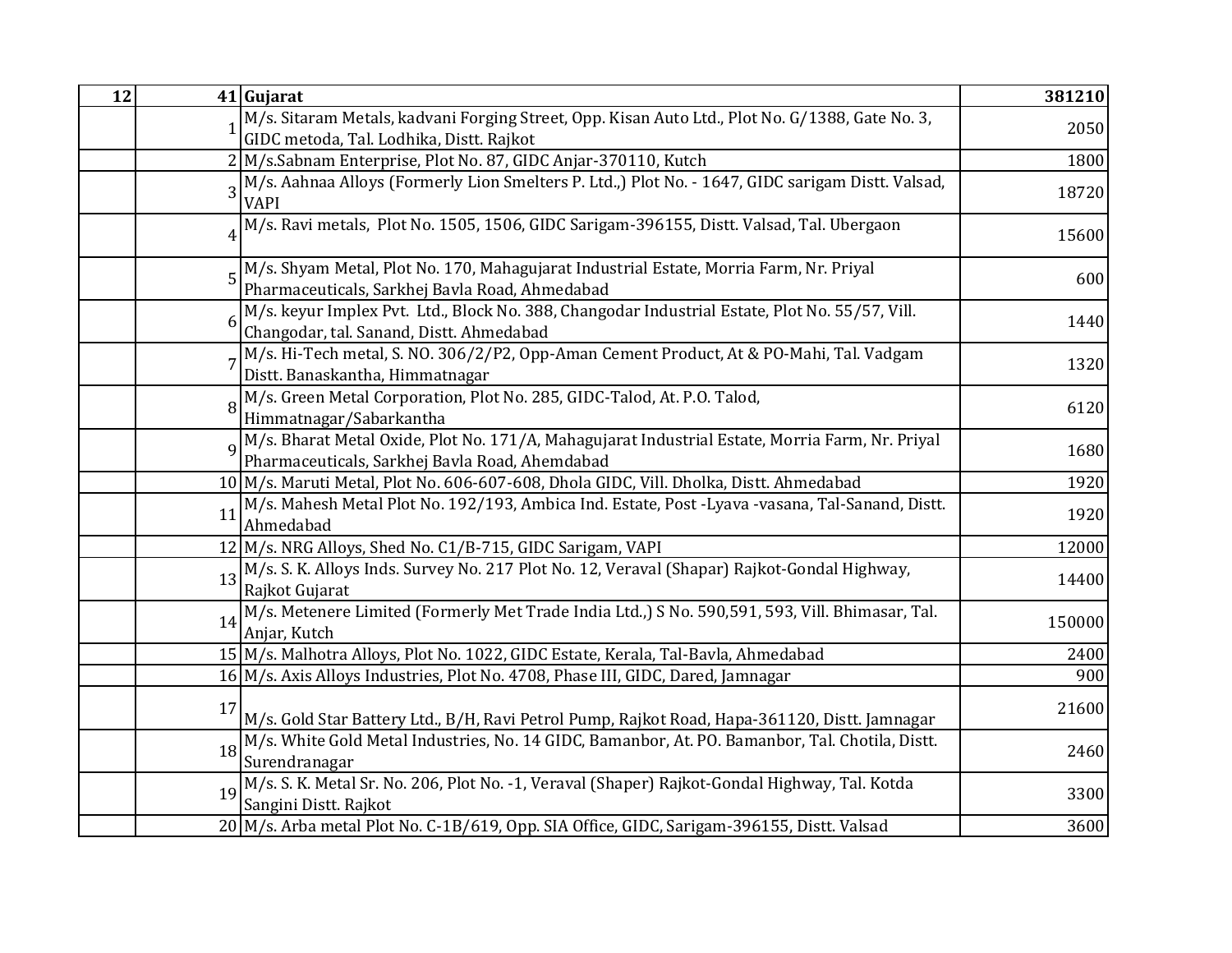| 12 | 41 | Gujarat | 381210 |
|---|---|---|---|
| | 1 | M/s. Sitaram Metals, kadvani Forging Street, Opp. Kisan Auto Ltd., Plot No. G/1388, Gate No. 3, GIDC metoda, Tal. Lodhika, Distt. Rajkot | 2050 |
| | 2 | M/s.Sabnam Enterprise, Plot No. 87, GIDC Anjar-370110, Kutch | 1800 |
| | 3 | M/s. Aahnaa Alloys (Formerly Lion Smelters P. Ltd.,) Plot No. - 1647, GIDC sarigam Distt. Valsad, VAPI | 18720 |
| | 4 | M/s. Ravi metals, Plot No. 1505, 1506, GIDC Sarigam-396155, Distt. Valsad, Tal. Ubergaon | 15600 |
| | 5 | M/s. Shyam Metal, Plot No. 170, Mahagujarat Industrial Estate, Morria Farm, Nr. Priyal Pharmaceuticals, Sarkhej Bavla Road, Ahmedabad | 600 |
| | 6 | M/s. keyur Implex Pvt. Ltd., Block No. 388, Changodar Industrial Estate, Plot No. 55/57, Vill. Changodar, tal. Sanand, Distt. Ahmedabad | 1440 |
| | 7 | M/s. Hi-Tech metal, S. NO. 306/2/P2, Opp-Aman Cement Product, At & PO-Mahi, Tal. Vadgam Distt. Banaskantha, Himmatnagar | 1320 |
| | 8 | M/s. Green Metal Corporation, Plot No. 285, GIDC-Talod, At. P.O. Talod, Himmatnagar/Sabarkantha | 6120 |
| | 9 | M/s. Bharat Metal Oxide, Plot No. 171/A, Mahagujarat Industrial Estate, Morria Farm, Nr. Priyal Pharmaceuticals, Sarkhej Bavla Road, Ahemdabad | 1680 |
| | 10 | M/s. Maruti Metal, Plot No. 606-607-608, Dhola GIDC, Vill. Dholka, Distt. Ahmedabad | 1920 |
| | 11 | M/s. Mahesh Metal Plot No. 192/193, Ambica Ind. Estate, Post -Lyava -vasana, Tal-Sanand, Distt. Ahmedabad | 1920 |
| | 12 | M/s. NRG Alloys, Shed No. C1/B-715, GIDC Sarigam, VAPI | 12000 |
| | 13 | M/s. S. K. Alloys Inds. Survey No. 217 Plot No. 12, Veraval (Shapar) Rajkot-Gondal Highway, Rajkot Gujarat | 14400 |
| | 14 | M/s. Metenere Limited (Formerly Met Trade India Ltd.,) S No. 590,591, 593, Vill. Bhimasar, Tal. Anjar, Kutch | 150000 |
| | 15 | M/s. Malhotra Alloys, Plot No. 1022, GIDC Estate, Kerala, Tal-Bavla, Ahmedabad | 2400 |
| | 16 | M/s. Axis Alloys Industries, Plot No. 4708, Phase III, GIDC, Dared, Jamnagar | 900 |
| | 17 | M/s. Gold Star Battery Ltd., B/H, Ravi Petrol Pump, Rajkot Road, Hapa-361120, Distt. Jamnagar | 21600 |
| | 18 | M/s. White Gold Metal Industries, No. 14 GIDC, Bamanbor, At. PO. Bamanbor, Tal. Chotila, Distt. Surendranagar | 2460 |
| | 19 | M/s. S. K. Metal Sr. No. 206, Plot No. -1, Veraval (Shaper) Rajkot-Gondal Highway, Tal. Kotda Sangini Distt. Rajkot | 3300 |
| | 20 | M/s. Arba metal Plot No. C-1B/619, Opp. SIA Office, GIDC, Sarigam-396155, Distt. Valsad | 3600 |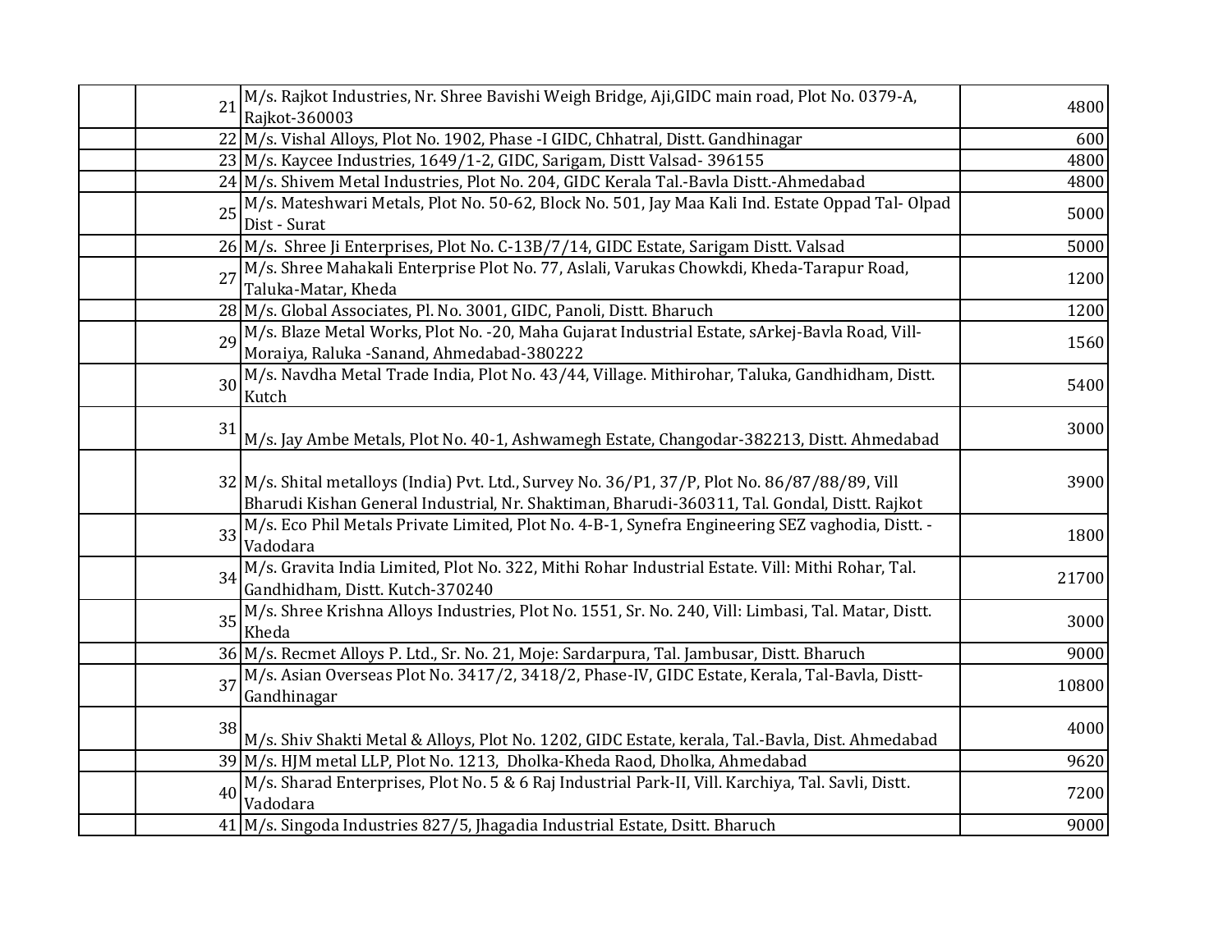| | | | |
|---|---|---|---|
| | 21 | M/s. Rajkot Industries, Nr. Shree Bavishi Weigh Bridge, Aji,GIDC main road, Plot No. 0379-A, Rajkot-360003 | 4800 |
| | 22 | M/s. Vishal Alloys, Plot No. 1902, Phase -I GIDC, Chhatral, Distt. Gandhinagar | 600 |
| | 23 | M/s. Kaycee Industries, 1649/1-2, GIDC, Sarigam, Distt Valsad- 396155 | 4800 |
| | 24 | M/s. Shivem Metal Industries, Plot No. 204, GIDC Kerala Tal.-Bavla Distt.-Ahmedabad | 4800 |
| | 25 | M/s. Mateshwari Metals, Plot No. 50-62, Block No. 501, Jay Maa Kali Ind. Estate Oppad Tal- Olpad Dist - Surat | 5000 |
| | 26 | M/s.  Shree Ji Enterprises, Plot No. C-13B/7/14, GIDC Estate, Sarigam Distt. Valsad | 5000 |
| | 27 | M/s. Shree Mahakali Enterprise Plot No. 77, Aslali, Varukas Chowkdi, Kheda-Tarapur Road, Taluka-Matar, Kheda | 1200 |
| | 28 | M/s. Global Associates, Pl. No. 3001, GIDC, Panoli, Distt. Bharuch | 1200 |
| | 29 | M/s. Blaze Metal Works, Plot No. -20, Maha Gujarat Industrial Estate, sArkej-Bavla Road, Vill-Moraiya, Raluka -Sanand, Ahmedabad-380222 | 1560 |
| | 30 | M/s. Navdha Metal Trade India, Plot No. 43/44, Village. Mithirohar, Taluka, Gandhidham, Distt. Kutch | 5400 |
| | 31 | M/s. Jay Ambe Metals, Plot No. 40-1, Ashwamegh Estate, Changodar-382213, Distt. Ahmedabad | 3000 |
| | 32 | M/s. Shital metalloys (India) Pvt. Ltd., Survey No. 36/P1, 37/P, Plot No. 86/87/88/89, Vill Bharudi Kishan General Industrial, Nr. Shaktiman, Bharudi-360311, Tal. Gondal, Distt. Rajkot | 3900 |
| | 33 | M/s. Eco Phil Metals Private Limited, Plot No. 4-B-1, Synefra Engineering SEZ vaghodia, Distt. - Vadodara | 1800 |
| | 34 | M/s. Gravita India Limited, Plot No. 322, Mithi Rohar Industrial Estate. Vill: Mithi Rohar, Tal. Gandhidham, Distt. Kutch-370240 | 21700 |
| | 35 | M/s. Shree Krishna Alloys Industries, Plot No. 1551, Sr. No. 240, Vill: Limbasi, Tal. Matar, Distt. Kheda | 3000 |
| | 36 | M/s. Recmet Alloys P. Ltd., Sr. No. 21, Moje: Sardarpura, Tal. Jambusar, Distt. Bharuch | 9000 |
| | 37 | M/s. Asian Overseas Plot No. 3417/2, 3418/2, Phase-IV, GIDC Estate, Kerala, Tal-Bavla, Distt-Gandhinagar | 10800 |
| | 38 | M/s. Shiv Shakti Metal & Alloys, Plot No. 1202, GIDC Estate, kerala, Tal.-Bavla, Dist. Ahmedabad | 4000 |
| | 39 | M/s. HJM metal LLP, Plot No. 1213,  Dholka-Kheda Raod, Dholka, Ahmedabad | 9620 |
| | 40 | M/s. Sharad Enterprises, Plot No. 5 & 6 Raj Industrial Park-II, Vill. Karchiya, Tal. Savli, Distt. Vadodara | 7200 |
| | 41 | M/s. Singoda Industries 827/5, Jhagadia Industrial Estate, Dsitt. Bharuch | 9000 |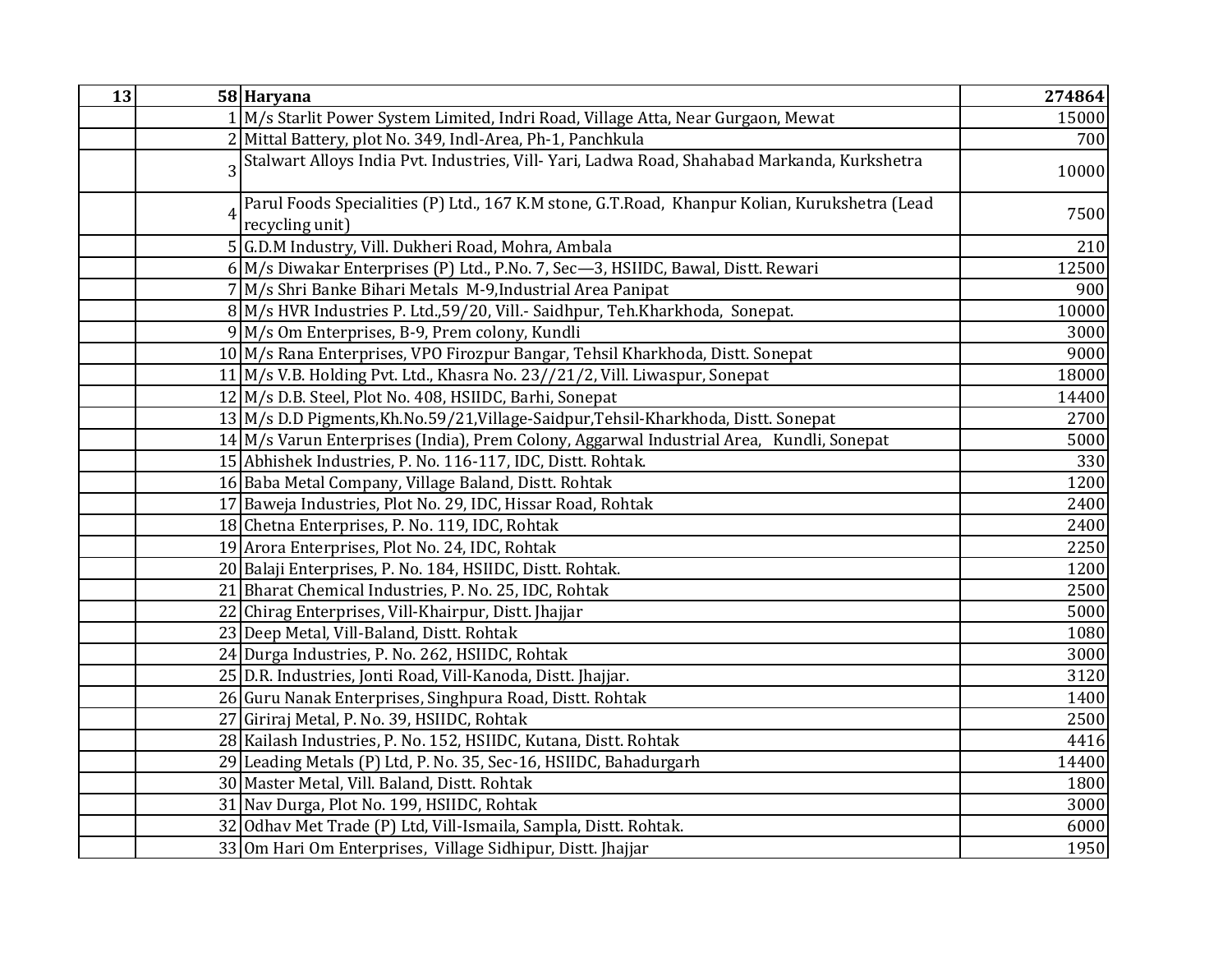| 13 | 58 | Haryana | 274864 |
|---|---|---|---|
| | 1 | M/s Starlit Power System Limited, Indri Road, Village Atta, Near Gurgaon, Mewat | 15000 |
| | 2 | Mittal Battery, plot No. 349, Indl-Area, Ph-1, Panchkula | 700 |
| | 3 | Stalwart Alloys India Pvt. Industries, Vill- Yari, Ladwa Road, Shahabad Markanda, Kurkshetra | 10000 |
| | 4 | Parul Foods Specialities (P) Ltd., 167 K.M stone, G.T.Road, Khanpur Kolian, Kurukshetra (Lead recycling unit) | 7500 |
| | 5 | G.D.M Industry, Vill. Dukheri Road, Mohra, Ambala | 210 |
| | 6 | M/s Diwakar Enterprises (P) Ltd., P.No. 7, Sec—3, HSIIDC, Bawal, Distt. Rewari | 12500 |
| | 7 | M/s Shri Banke Bihari Metals M-9,Industrial Area Panipat | 900 |
| | 8 | M/s HVR Industries P. Ltd.,59/20, Vill.- Saidhpur, Teh.Kharkhoda, Sonepat. | 10000 |
| | 9 | M/s Om Enterprises, B-9, Prem colony, Kundli | 3000 |
| | 10 | M/s Rana Enterprises, VPO Firozpur Bangar, Tehsil Kharkhoda, Distt. Sonepat | 9000 |
| | 11 | M/s V.B. Holding Pvt. Ltd., Khasra No. 23//21/2, Vill. Liwaspur, Sonepat | 18000 |
| | 12 | M/s D.B. Steel, Plot No. 408, HSIIDC, Barhi, Sonepat | 14400 |
| | 13 | M/s D.D Pigments,Kh.No.59/21,Village-Saidpur,Tehsil-Kharkhoda, Distt. Sonepat | 2700 |
| | 14 | M/s Varun Enterprises (India), Prem Colony, Aggarwal Industrial Area, Kundli, Sonepat | 5000 |
| | 15 | Abhishek Industries, P. No. 116-117, IDC, Distt. Rohtak. | 330 |
| | 16 | Baba Metal Company, Village Baland, Distt. Rohtak | 1200 |
| | 17 | Baweja Industries, Plot No. 29, IDC, Hissar Road, Rohtak | 2400 |
| | 18 | Chetna Enterprises, P. No. 119, IDC, Rohtak | 2400 |
| | 19 | Arora Enterprises, Plot No. 24, IDC, Rohtak | 2250 |
| | 20 | Balaji Enterprises, P. No. 184, HSIIDC, Distt. Rohtak. | 1200 |
| | 21 | Bharat Chemical Industries, P. No. 25, IDC, Rohtak | 2500 |
| | 22 | Chirag Enterprises, Vill-Khairpur, Distt. Jhajjar | 5000 |
| | 23 | Deep Metal, Vill-Baland, Distt. Rohtak | 1080 |
| | 24 | Durga Industries, P. No. 262, HSIIDC, Rohtak | 3000 |
| | 25 | D.R. Industries, Jonti Road, Vill-Kanoda, Distt. Jhajjar. | 3120 |
| | 26 | Guru Nanak Enterprises, Singhpura Road, Distt. Rohtak | 1400 |
| | 27 | Giriraj Metal, P. No. 39, HSIIDC, Rohtak | 2500 |
| | 28 | Kailash Industries, P. No. 152, HSIIDC, Kutana, Distt. Rohtak | 4416 |
| | 29 | Leading Metals (P) Ltd, P. No. 35, Sec-16, HSIIDC, Bahadurgarh | 14400 |
| | 30 | Master Metal, Vill. Baland, Distt. Rohtak | 1800 |
| | 31 | Nav Durga, Plot No. 199, HSIIDC, Rohtak | 3000 |
| | 32 | Odhav Met Trade (P) Ltd, Vill-Ismaila, Sampla, Distt. Rohtak. | 6000 |
| | 33 | Om Hari Om Enterprises, Village Sidhipur, Distt. Jhajjar | 1950 |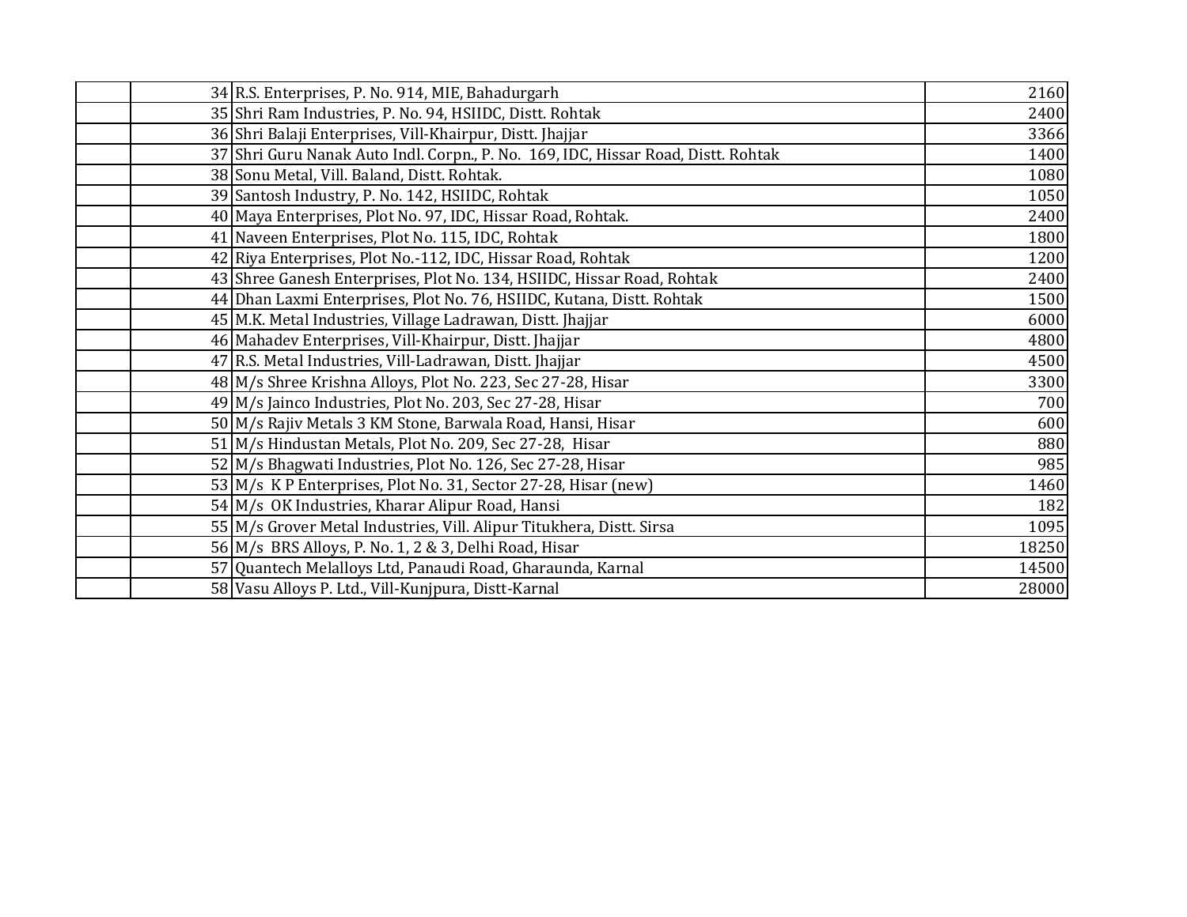|  |  |  |  |
|---|---|---|---|
|  | 34 | R.S. Enterprises, P. No. 914, MIE, Bahadurgarh | 2160 |
|  | 35 | Shri Ram Industries, P. No. 94, HSIIDC, Distt. Rohtak | 2400 |
|  | 36 | Shri Balaji Enterprises, Vill-Khairpur, Distt. Jhajjar | 3366 |
|  | 37 | Shri Guru Nanak Auto Indl. Corpn., P. No. 169, IDC, Hissar Road, Distt. Rohtak | 1400 |
|  | 38 | Sonu Metal, Vill. Baland, Distt. Rohtak. | 1080 |
|  | 39 | Santosh Industry, P. No. 142, HSIIDC, Rohtak | 1050 |
|  | 40 | Maya Enterprises, Plot No. 97, IDC, Hissar Road, Rohtak. | 2400 |
|  | 41 | Naveen Enterprises, Plot No. 115, IDC, Rohtak | 1800 |
|  | 42 | Riya Enterprises, Plot No.-112, IDC, Hissar Road, Rohtak | 1200 |
|  | 43 | Shree Ganesh Enterprises, Plot No. 134, HSIIDC, Hissar Road, Rohtak | 2400 |
|  | 44 | Dhan Laxmi Enterprises, Plot No. 76, HSIIDC, Kutana, Distt. Rohtak | 1500 |
|  | 45 | M.K. Metal Industries, Village Ladrawan, Distt. Jhajjar | 6000 |
|  | 46 | Mahadev Enterprises, Vill-Khairpur, Distt. Jhajjar | 4800 |
|  | 47 | R.S. Metal Industries, Vill-Ladrawan, Distt. Jhajjar | 4500 |
|  | 48 | M/s Shree Krishna Alloys, Plot No. 223, Sec 27-28, Hisar | 3300 |
|  | 49 | M/s Jainco Industries, Plot No. 203, Sec 27-28, Hisar | 700 |
|  | 50 | M/s Rajiv Metals 3 KM Stone, Barwala Road, Hansi, Hisar | 600 |
|  | 51 | M/s Hindustan Metals, Plot No. 209, Sec 27-28, Hisar | 880 |
|  | 52 | M/s Bhagwati Industries, Plot No. 126, Sec 27-28, Hisar | 985 |
|  | 53 | M/s K P Enterprises, Plot No. 31, Sector 27-28, Hisar (new) | 1460 |
|  | 54 | M/s OK Industries, Kharar Alipur Road, Hansi | 182 |
|  | 55 | M/s Grover Metal Industries, Vill. Alipur Titukhera, Distt. Sirsa | 1095 |
|  | 56 | M/s BRS Alloys, P. No. 1, 2 & 3, Delhi Road, Hisar | 18250 |
|  | 57 | Quantech Melalloys Ltd, Panaudi Road, Gharaunda, Karnal | 14500 |
|  | 58 | Vasu Alloys P. Ltd., Vill-Kunjpura, Distt-Karnal | 28000 |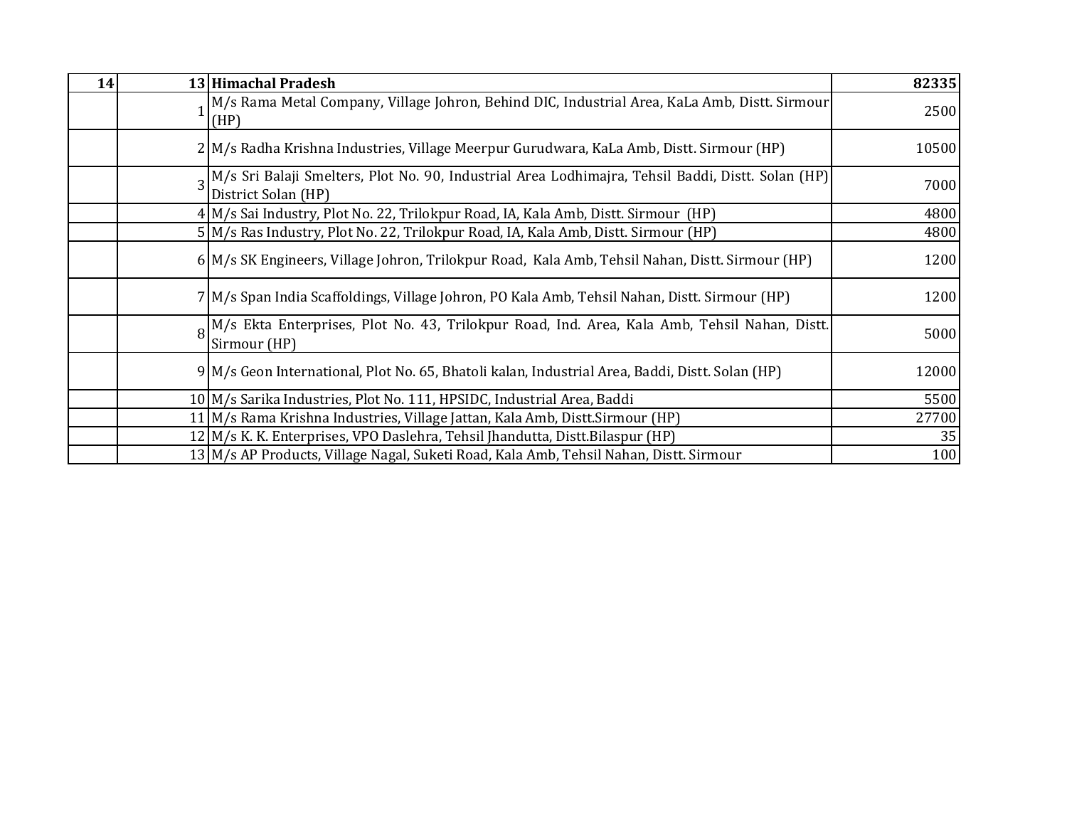| 14 | 13 | **Himachal Pradesh** | **82335** |
|---|---|---|---|
| | 1 | M/s Rama Metal Company, Village Johron, Behind DIC, Industrial Area, KaLa Amb, Distt. Sirmour (HP) | 2500 |
| | 2 | M/s Radha Krishna Industries, Village Meerpur Gurudwara, KaLa Amb, Distt. Sirmour (HP) | 10500 |
| | 3 | M/s Sri Balaji Smelters, Plot No. 90, Industrial Area Lodhimajra, Tehsil Baddi, Distt. Solan (HP) District Solan (HP) | 7000 |
| | 4 | M/s Sai Industry, Plot No. 22, Trilokpur Road, IA, Kala Amb, Distt. Sirmour (HP) | 4800 |
| | 5 | M/s Ras Industry, Plot No. 22, Trilokpur Road, IA, Kala Amb, Distt. Sirmour (HP) | 4800 |
| | 6 | M/s SK Engineers, Village Johron, Trilokpur Road, Kala Amb, Tehsil Nahan, Distt. Sirmour (HP) | 1200 |
| | 7 | M/s Span India Scaffoldings, Village Johron, PO Kala Amb, Tehsil Nahan, Distt. Sirmour (HP) | 1200 |
| | 8 | M/s Ekta Enterprises, Plot No. 43, Trilokpur Road, Ind. Area, Kala Amb, Tehsil Nahan, Distt. Sirmour (HP) | 5000 |
| | 9 | M/s Geon International, Plot No. 65, Bhatoli kalan, Industrial Area, Baddi, Distt. Solan (HP) | 12000 |
| | 10 | M/s Sarika Industries, Plot No. 111, HPSIDC, Industrial Area, Baddi | 5500 |
| | 11 | M/s Rama Krishna Industries, Village Jattan, Kala Amb, Distt.Sirmour (HP) | 27700 |
| | 12 | M/s K. K. Enterprises, VPO Daslehra, Tehsil Jhandutta, Distt.Bilaspur (HP) | 35 |
| | 13 | M/s AP Products, Village Nagal, Suketi Road, Kala Amb, Tehsil Nahan, Distt. Sirmour | 100 |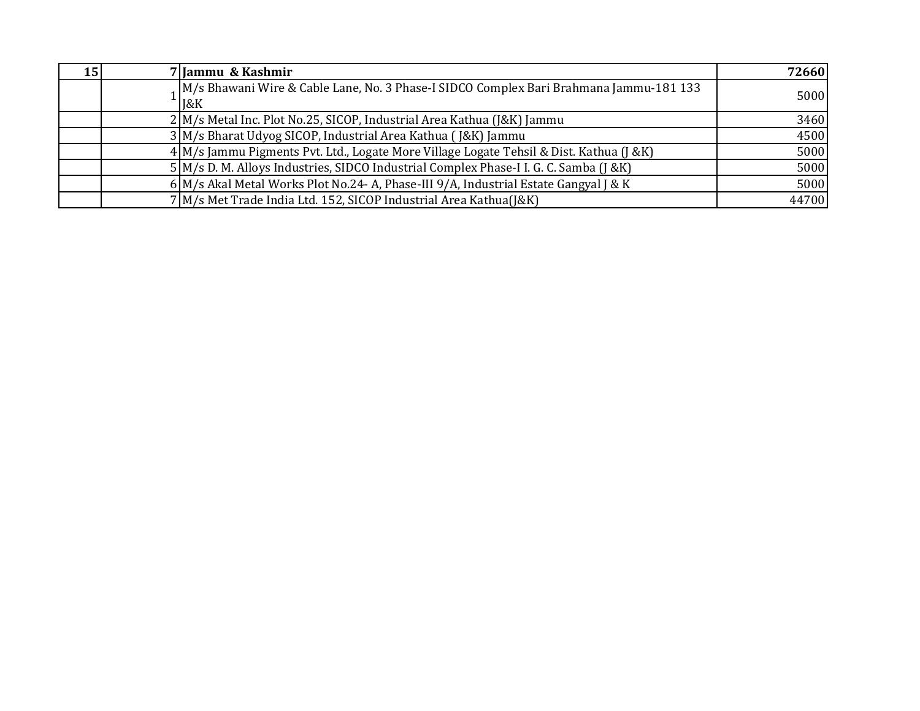| | | | |
|---|---|---|---|
| **15** | **7** | **Jammu & Kashmir** | **72660** |
| | 1 | M/s Bhawani Wire & Cable Lane, No. 3 Phase-I SIDCO Complex Bari Brahmana Jammu-181 133 J&K | 5000 |
| | 2 | M/s Metal Inc. Plot No.25, SICOP, Industrial Area Kathua (J&K) Jammu | 3460 |
| | 3 | M/s Bharat Udyog SICOP, Industrial Area Kathua ( J&K) Jammu | 4500 |
| | 4 | M/s Jammu Pigments Pvt. Ltd., Logate More Village Logate Tehsil & Dist. Kathua (J &K) | 5000 |
| | 5 | M/s D. M. Alloys Industries, SIDCO Industrial Complex Phase-I I. G. C. Samba (J &K) | 5000 |
| | 6 | M/s Akal Metal Works Plot No.24- A, Phase-III 9/A, Industrial Estate Gangyal J & K | 5000 |
| | 7 | M/s Met Trade India Ltd. 152, SICOP Industrial Area Kathua(J&K) | 44700 |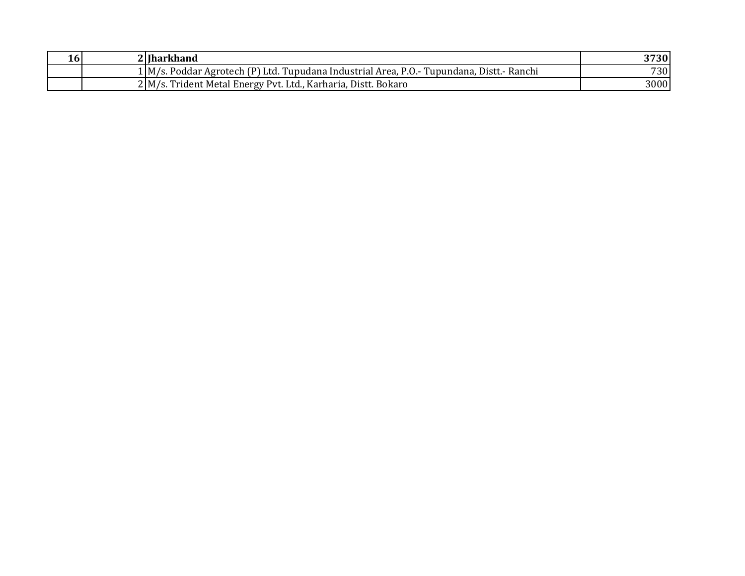| | | | |
|---|---|---|---|
| **16** | **2** | **Jharkhand** | **3730** |
| | 1 | M/s. Poddar Agrotech (P) Ltd. Tupudana Industrial Area, P.O.- Tupundana, Distt.- Ranchi | 730 |
| | 2 | M/s. Trident Metal Energy Pvt. Ltd., Karharia, Distt. Bokaro | 3000 |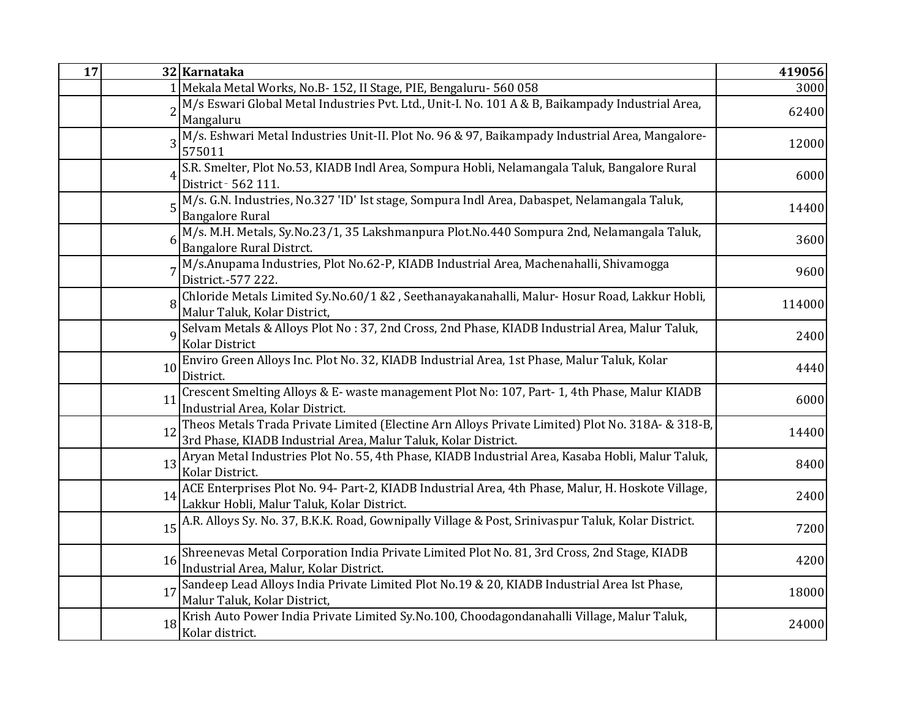| 17 | 32 | **Karnataka** | **419056** |
|---|---|---|---|
| | 1 | Mekala Metal Works, No.B- 152, II Stage, PIE, Bengaluru- 560 058 | 3000 |
| | 2 | M/s Eswari Global Metal Industries Pvt. Ltd., Unit-I. No. 101 A & B, Baikampady Industrial Area, Mangaluru | 62400 |
| | 3 | M/s. Eshwari Metal Industries Unit-II. Plot No. 96 & 97, Baikampady Industrial Area, Mangalore-575011 | 12000 |
| | 4 | S.R. Smelter, Plot No.53, KIADB Indl Area, Sompura Hobli, Nelamangala Taluk, Bangalore Rural District - 562 111. | 6000 |
| | 5 | M/s. G.N. Industries, No.327 'ID' Ist stage, Sompura Indl Area, Dabaspet, Nelamangala Taluk, Bangalore Rural | 14400 |
| | 6 | M/s. M.H. Metals, Sy.No.23/1, 35 Lakshmanpura Plot.No.440 Sompura 2nd, Nelamangala Taluk, Bangalore Rural Distrct. | 3600 |
| | 7 | M/s.Anupama Industries, Plot No.62-P, KIADB Industrial Area, Machenahalli, Shivamogga District.-577 222. | 9600 |
| | 8 | Chloride Metals Limited Sy.No.60/1 &2 , Seethanayakanahalli, Malur- Hosur Road, Lakkur Hobli, Malur Taluk, Kolar District, | 114000 |
| | 9 | Selvam Metals & Alloys Plot No : 37, 2nd Cross, 2nd Phase, KIADB Industrial Area, Malur Taluk, Kolar District | 2400 |
| | 10 | Enviro Green Alloys Inc. Plot No. 32, KIADB Industrial Area, 1st Phase, Malur Taluk, Kolar District. | 4440 |
| | 11 | Crescent Smelting Alloys & E- waste management Plot No: 107, Part- 1, 4th Phase, Malur KIADB Industrial Area, Kolar District. | 6000 |
| | 12 | Theos Metals Trada Private Limited (Electine Arn Alloys Private Limited) Plot No. 318A- & 318-B, 3rd Phase, KIADB Industrial Area, Malur Taluk, Kolar District. | 14400 |
| | 13 | Aryan Metal Industries Plot No. 55, 4th Phase, KIADB Industrial Area, Kasaba Hobli, Malur Taluk, Kolar District. | 8400 |
| | 14 | ACE Enterprises Plot No. 94- Part-2, KIADB Industrial Area, 4th Phase, Malur, H. Hoskote Village, Lakkur Hobli, Malur Taluk, Kolar District. | 2400 |
| | 15 | A.R. Alloys Sy. No. 37, B.K.K. Road, Gownipally Village & Post, Srinivaspur Taluk, Kolar District. | 7200 |
| | 16 | Shreenevas Metal Corporation India Private Limited Plot No. 81, 3rd Cross, 2nd Stage, KIADB Industrial Area, Malur, Kolar District. | 4200 |
| | 17 | Sandeep Lead Alloys India Private Limited Plot No.19 & 20, KIADB Industrial Area Ist Phase, Malur Taluk, Kolar District, | 18000 |
| | 18 | Krish Auto Power India Private Limited Sy.No.100, Choodagondanahalli Village, Malur Taluk, Kolar district. | 24000 |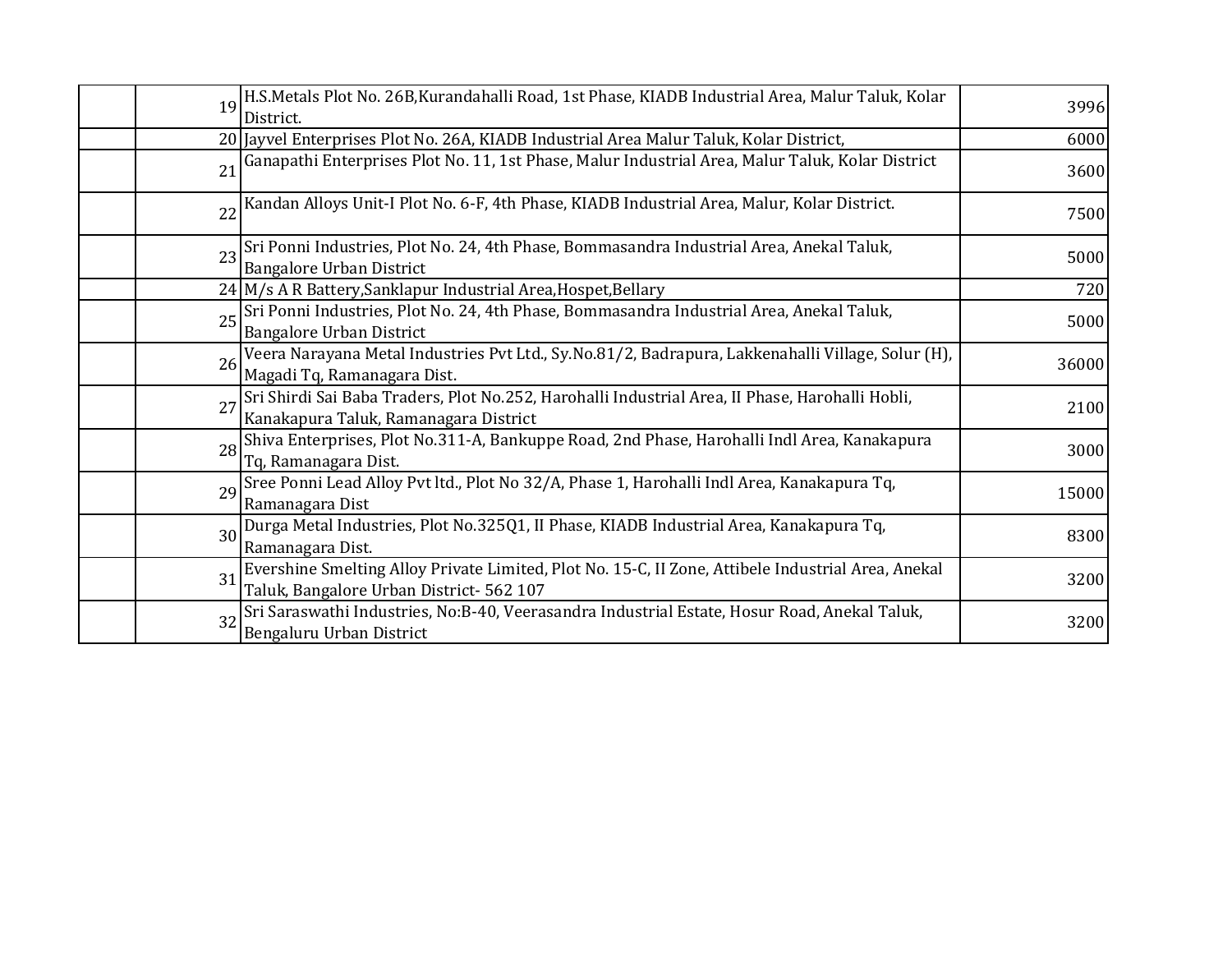|  |  |  |  |
|---|---|---|---|
|  | 19 | H.S.Metals Plot No. 26B,Kurandahalli Road, 1st Phase, KIADB Industrial Area, Malur Taluk, Kolar District. | 3996 |
|  | 20 | Jayvel Enterprises Plot No. 26A, KIADB Industrial Area Malur Taluk, Kolar District, | 6000 |
|  | 21 | Ganapathi Enterprises Plot No. 11, 1st Phase, Malur Industrial Area, Malur Taluk, Kolar District | 3600 |
|  | 22 | Kandan Alloys Unit-I Plot No. 6-F, 4th Phase, KIADB Industrial Area, Malur, Kolar District. | 7500 |
|  | 23 | Sri Ponni Industries, Plot No. 24, 4th Phase, Bommasandra Industrial Area, Anekal Taluk, Bangalore Urban District | 5000 |
|  | 24 | M/s A R Battery,Sanklapur Industrial Area,Hospet,Bellary | 720 |
|  | 25 | Sri Ponni Industries, Plot No. 24, 4th Phase, Bommasandra Industrial Area, Anekal Taluk, Bangalore Urban District | 5000 |
|  | 26 | Veera Narayana Metal Industries Pvt Ltd., Sy.No.81/2, Badrapura, Lakkenahalli Village, Solur (H), Magadi Tq, Ramanagara Dist. | 36000 |
|  | 27 | Sri Shirdi Sai Baba Traders, Plot No.252, Harohalli Industrial Area, II Phase, Harohalli Hobli, Kanakapura Taluk, Ramanagara District | 2100 |
|  | 28 | Shiva Enterprises, Plot No.311-A, Bankuppe Road, 2nd Phase, Harohalli Indl Area, Kanakapura Tq, Ramanagara Dist. | 3000 |
|  | 29 | Sree Ponni Lead Alloy Pvt ltd., Plot No 32/A, Phase 1, Harohalli Indl Area, Kanakapura Tq, Ramanagara Dist | 15000 |
|  | 30 | Durga Metal Industries, Plot No.325Q1, II Phase, KIADB Industrial Area, Kanakapura Tq, Ramanagara Dist. | 8300 |
|  | 31 | Evershine Smelting Alloy Private Limited, Plot No. 15-C, II Zone, Attibele Industrial Area, Anekal Taluk, Bangalore Urban District- 562 107 | 3200 |
|  | 32 | Sri Saraswathi Industries, No:B-40, Veerasandra Industrial Estate, Hosur Road, Anekal Taluk, Bengaluru Urban District | 3200 |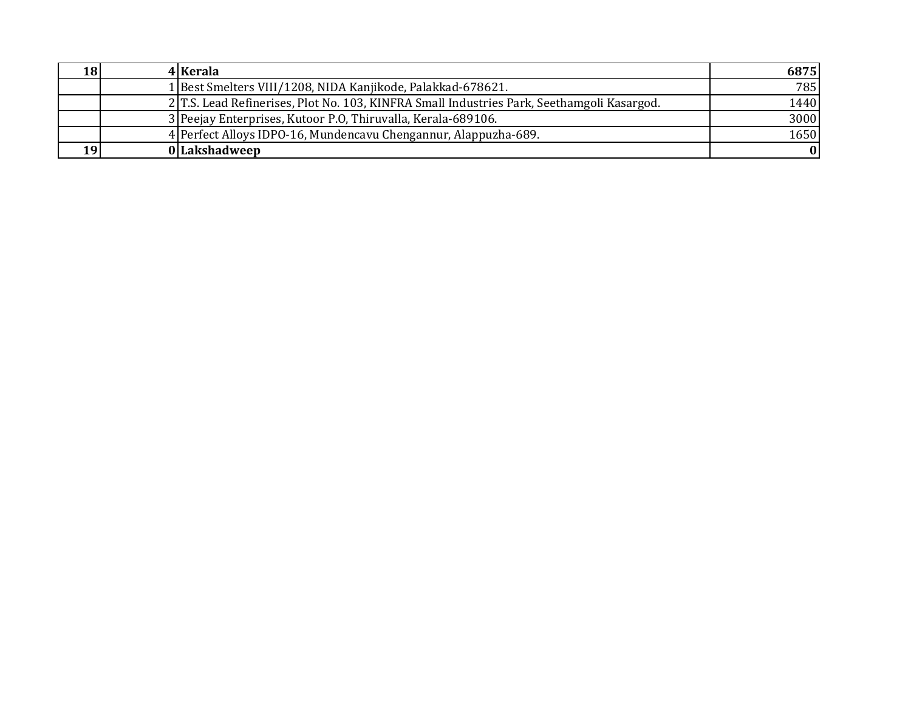| | | | |
|---|---|---|---|
| **18** | **4** | **Kerala** | **6875** |
| | 1 | Best Smelters VIII/1208, NIDA Kanjikode, Palakkad-678621. | 785 |
| | 2 | T.S. Lead Refinerises, Plot No. 103, KINFRA Small Industries Park, Seethamgoli Kasargod. | 1440 |
| | 3 | Peejay Enterprises, Kutoor P.O, Thiruvalla, Kerala-689106. | 3000 |
| | 4 | Perfect Alloys IDPO-16, Mundencavu Chengannur, Alappuzha-689. | 1650 |
| **19** | **0** | **Lakshadweep** | **0** |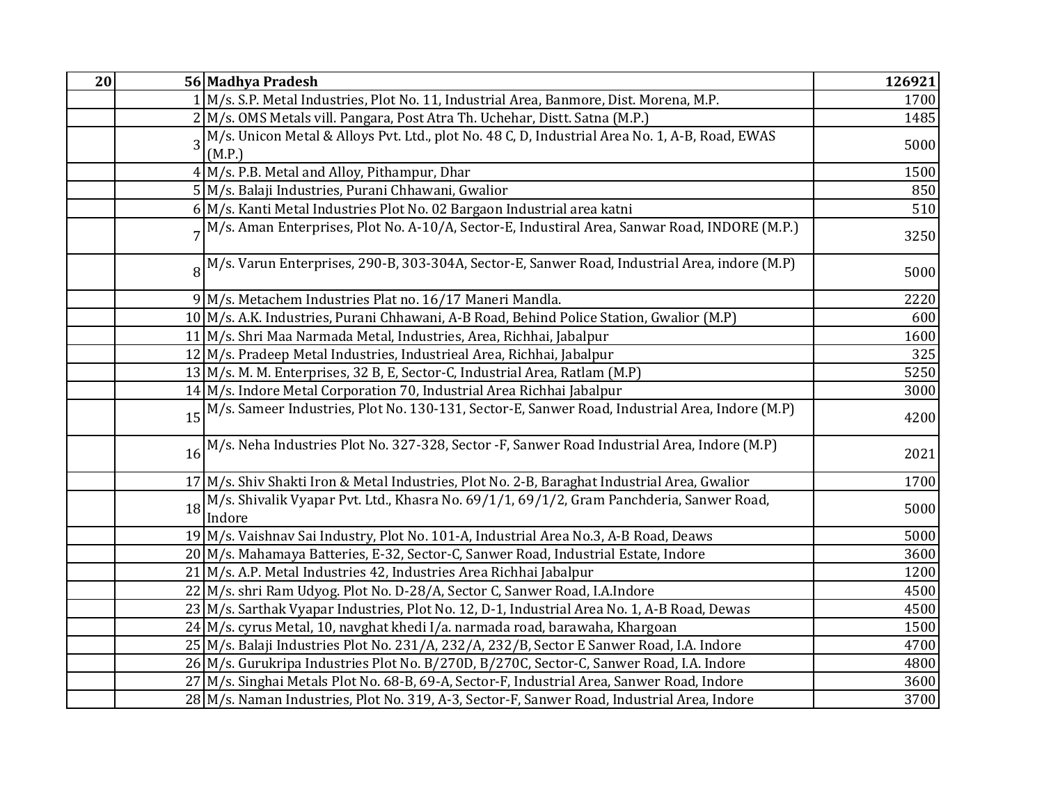| 20 | 56 | **Madhya Pradesh** | **126921** |
|---|---|---|---|
| | 1 | M/s. S.P. Metal Industries, Plot No. 11, Industrial Area, Banmore, Dist. Morena, M.P. | 1700 |
| | 2 | M/s. OMS Metals vill. Pangara, Post Atra Th. Uchehar, Distt. Satna (M.P.) | 1485 |
| | 3 | M/s. Unicon Metal & Alloys Pvt. Ltd., plot No. 48 C, D, Industrial Area No. 1, A-B, Road, EWAS (M.P.) | 5000 |
| | 4 | M/s. P.B. Metal and Alloy, Pithampur, Dhar | 1500 |
| | 5 | M/s. Balaji Industries, Purani Chhawani, Gwalior | 850 |
| | 6 | M/s. Kanti Metal Industries Plot No. 02 Bargaon Industrial area katni | 510 |
| | 7 | M/s. Aman Enterprises, Plot No. A-10/A, Sector-E, Industiral Area, Sanwar Road, INDORE (M.P.) | 3250 |
| | 8 | M/s. Varun Enterprises, 290-B, 303-304A, Sector-E, Sanwer Road, Industrial Area, indore (M.P) | 5000 |
| | 9 | M/s. Metachem Industries Plat no. 16/17 Maneri Mandla. | 2220 |
| | 10 | M/s. A.K. Industries, Purani Chhawani, A-B Road, Behind Police Station, Gwalior (M.P) | 600 |
| | 11 | M/s. Shri Maa Narmada Metal, Industries, Area, Richhai, Jabalpur | 1600 |
| | 12 | M/s. Pradeep Metal Industries, Industrieal Area, Richhai, Jabalpur | 325 |
| | 13 | M/s. M. M. Enterprises, 32 B, E, Sector-C, Industrial Area, Ratlam (M.P) | 5250 |
| | 14 | M/s. Indore Metal Corporation 70, Industrial Area Richhai Jabalpur | 3000 |
| | 15 | M/s. Sameer Industries, Plot No. 130-131, Sector-E, Sanwer Road, Industrial Area, Indore (M.P) | 4200 |
| | 16 | M/s. Neha Industries Plot No. 327-328, Sector -F, Sanwer Road Industrial Area, Indore (M.P) | 2021 |
| | 17 | M/s. Shiv Shakti Iron & Metal Industries, Plot No. 2-B, Baraghat Industrial Area, Gwalior | 1700 |
| | 18 | M/s. Shivalik Vyapar Pvt. Ltd., Khasra No. 69/1/1, 69/1/2, Gram Panchderia, Sanwer Road, Indore | 5000 |
| | 19 | M/s. Vaishnav Sai Industry, Plot No. 101-A, Industrial Area No.3, A-B Road, Deaws | 5000 |
| | 20 | M/s. Mahamaya Batteries, E-32, Sector-C, Sanwer Road, Industrial Estate, Indore | 3600 |
| | 21 | M/s. A.P. Metal Industries 42, Industries Area Richhai Jabalpur | 1200 |
| | 22 | M/s. shri Ram Udyog. Plot No. D-28/A, Sector C, Sanwer Road, I.A.Indore | 4500 |
| | 23 | M/s. Sarthak Vyapar Industries, Plot No. 12, D-1, Industrial Area No. 1, A-B Road, Dewas | 4500 |
| | 24 | M/s. cyrus Metal, 10, navghat khedi I/a. narmada road, barawaha, Khargoan | 1500 |
| | 25 | M/s. Balaji Industries Plot No. 231/A, 232/A, 232/B, Sector E Sanwer Road, I.A. Indore | 4700 |
| | 26 | M/s. Gurukripa Industries Plot No. B/270D, B/270C, Sector-C, Sanwer Road, I.A. Indore | 4800 |
| | 27 | M/s. Singhai Metals Plot No. 68-B, 69-A, Sector-F, Industrial Area, Sanwer Road, Indore | 3600 |
| | 28 | M/s. Naman Industries, Plot No. 319, A-3, Sector-F, Sanwer Road, Industrial Area, Indore | 3700 |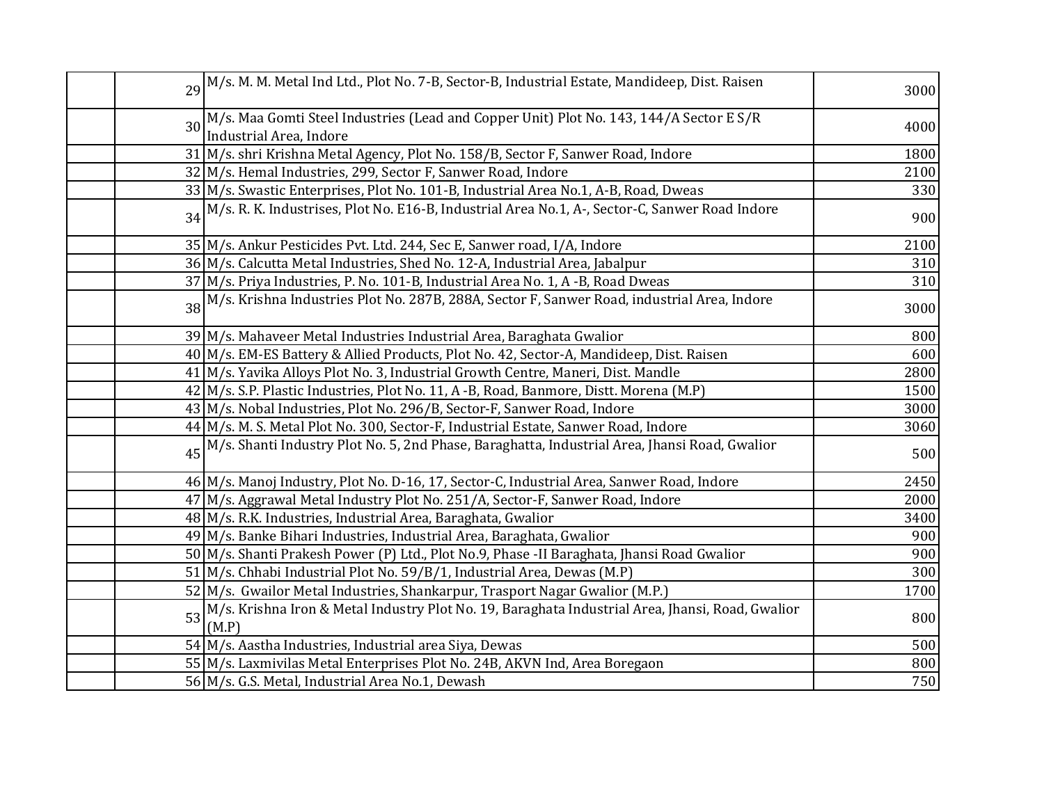| | | | |
|---|---|---|---|
| | 29 | M/s. M. M. Metal Ind Ltd., Plot No. 7-B, Sector-B, Industrial Estate, Mandideep, Dist. Raisen | 3000 |
| | 30 | M/s. Maa Gomti Steel Industries (Lead and Copper Unit) Plot No. 143, 144/A Sector E S/R Industrial Area, Indore | 4000 |
| | 31 | M/s. shri Krishna Metal Agency, Plot No. 158/B, Sector F, Sanwer Road, Indore | 1800 |
| | 32 | M/s. Hemal Industries, 299, Sector F, Sanwer Road, Indore | 2100 |
| | 33 | M/s. Swastic Enterprises, Plot No. 101-B, Industrial Area No.1, A-B, Road, Dweas | 330 |
| | 34 | M/s. R. K. Industrises, Plot No. E16-B, Industrial Area No.1, A-, Sector-C, Sanwer Road Indore | 900 |
| | 35 | M/s. Ankur Pesticides Pvt. Ltd. 244, Sec E, Sanwer road, I/A, Indore | 2100 |
| | 36 | M/s. Calcutta Metal Industries, Shed No. 12-A, Industrial Area, Jabalpur | 310 |
| | 37 | M/s. Priya Industries, P. No. 101-B, Industrial Area No. 1, A -B, Road Dweas | 310 |
| | 38 | M/s. Krishna Industries Plot No. 287B, 288A, Sector F, Sanwer Road, industrial Area, Indore | 3000 |
| | 39 | M/s. Mahaveer Metal Industries Industrial Area, Baraghata Gwalior | 800 |
| | 40 | M/s. EM-ES Battery & Allied Products, Plot No. 42, Sector-A, Mandideep, Dist. Raisen | 600 |
| | 41 | M/s. Yavika Alloys Plot No. 3, Industrial Growth Centre, Maneri, Dist. Mandle | 2800 |
| | 42 | M/s. S.P. Plastic Industries, Plot No. 11, A -B, Road, Banmore, Distt. Morena (M.P) | 1500 |
| | 43 | M/s. Nobal Industries, Plot No. 296/B, Sector-F, Sanwer Road, Indore | 3000 |
| | 44 | M/s. M. S. Metal Plot No. 300, Sector-F, Industrial Estate, Sanwer Road, Indore | 3060 |
| | 45 | M/s. Shanti Industry Plot No. 5, 2nd Phase, Baraghatta, Industrial Area, Jhansi Road, Gwalior | 500 |
| | 46 | M/s. Manoj Industry, Plot No. D-16, 17, Sector-C, Industrial Area, Sanwer Road, Indore | 2450 |
| | 47 | M/s. Aggrawal Metal Industry Plot No. 251/A, Sector-F, Sanwer Road, Indore | 2000 |
| | 48 | M/s. R.K. Industries, Industrial Area, Baraghata, Gwalior | 3400 |
| | 49 | M/s. Banke Bihari Industries, Industrial Area, Baraghata, Gwalior | 900 |
| | 50 | M/s. Shanti Prakesh Power (P) Ltd., Plot No.9, Phase -II Baraghata, Jhansi Road Gwalior | 900 |
| | 51 | M/s. Chhabi Industrial Plot No. 59/B/1, Industrial Area, Dewas (M.P) | 300 |
| | 52 | M/s. Gwailor Metal Industries, Shankarpur, Trasport Nagar Gwalior (M.P.) | 1700 |
| | 53 | M/s. Krishna Iron & Metal Industry Plot No. 19, Baraghata Industrial Area, Jhansi, Road, Gwalior (M.P) | 800 |
| | 54 | M/s. Aastha Industries, Industrial area Siya, Dewas | 500 |
| | 55 | M/s. Laxmivilas Metal Enterprises Plot No. 24B, AKVN Ind, Area Boregaon | 800 |
| | 56 | M/s. G.S. Metal, Industrial Area No.1, Dewash | 750 |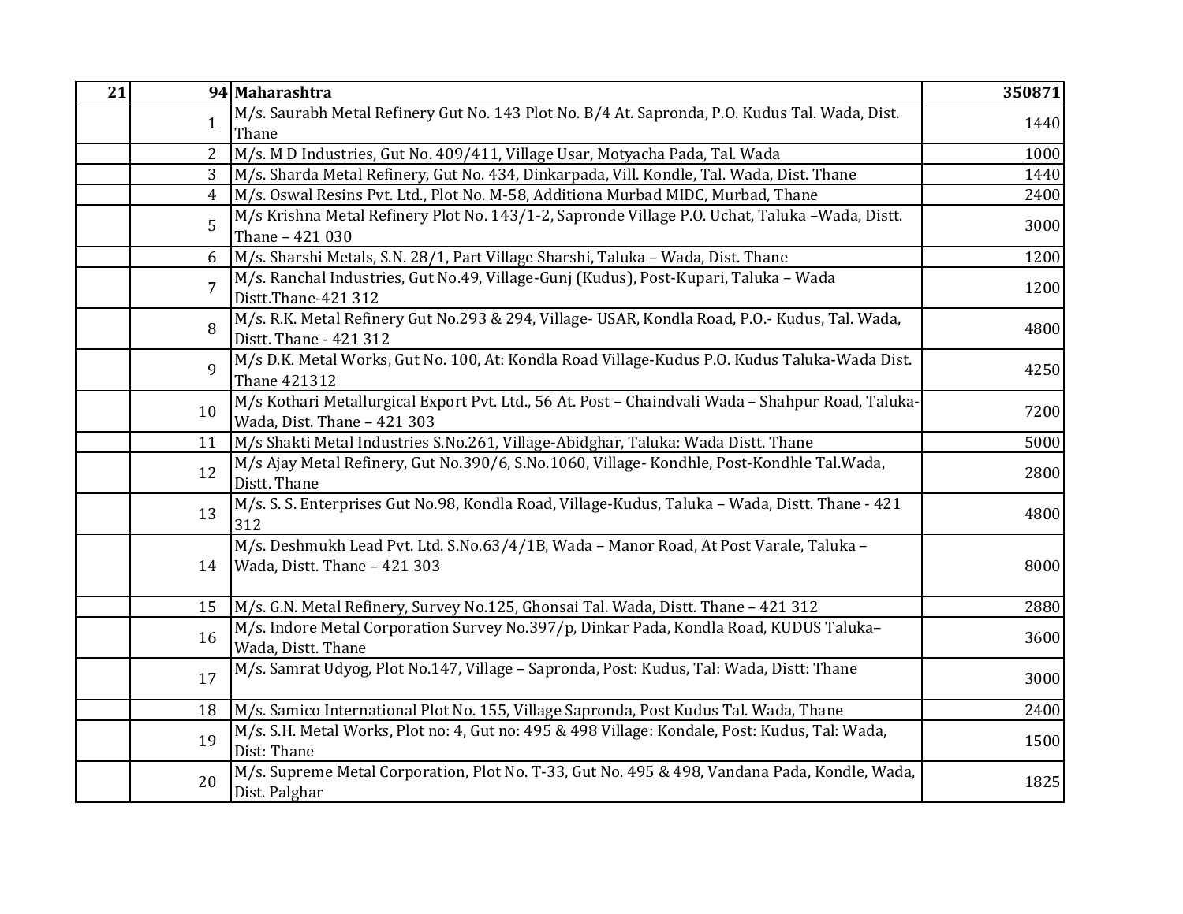| 21 | 94 | Maharashtra | 350871 |
|---|---|---|---|
| | 1 | M/s. Saurabh Metal Refinery Gut No. 143 Plot No. B/4 At. Sapronda, P.O. Kudus Tal. Wada, Dist. Thane | 1440 |
| | 2 | M/s. M D Industries, Gut No. 409/411, Village Usar, Motyacha Pada, Tal. Wada | 1000 |
| | 3 | M/s. Sharda Metal Refinery, Gut No. 434, Dinkarpada, Vill. Kondle, Tal. Wada, Dist. Thane | 1440 |
| | 4 | M/s. Oswal Resins Pvt. Ltd., Plot No. M-58, Additiona Murbad MIDC, Murbad, Thane | 2400 |
| | 5 | M/s Krishna Metal Refinery Plot No. 143/1-2, Sapronde Village P.O. Uchat, Taluka –Wada, Distt. Thane – 421 030 | 3000 |
| | 6 | M/s. Sharshi Metals, S.N. 28/1, Part Village Sharshi, Taluka – Wada, Dist. Thane | 1200 |
| | 7 | M/s. Ranchal Industries, Gut No.49, Village-Gunj (Kudus), Post-Kupari, Taluka – Wada Distt.Thane-421 312 | 1200 |
| | 8 | M/s. R.K. Metal Refinery Gut No.293 & 294, Village- USAR, Kondla Road, P.O.- Kudus, Tal. Wada, Distt. Thane - 421 312 | 4800 |
| | 9 | M/s D.K. Metal Works, Gut No. 100, At: Kondla Road Village-Kudus P.O. Kudus Taluka-Wada Dist. Thane 421312 | 4250 |
| | 10 | M/s Kothari Metallurgical Export Pvt. Ltd., 56 At. Post – Chaindvali Wada – Shahpur Road, Taluka-Wada, Dist. Thane – 421 303 | 7200 |
| | 11 | M/s Shakti Metal Industries S.No.261, Village-Abidghar, Taluka: Wada Distt. Thane | 5000 |
| | 12 | M/s Ajay Metal Refinery, Gut No.390/6, S.No.1060, Village- Kondhle, Post-Kondhle Tal.Wada, Distt. Thane | 2800 |
| | 13 | M/s. S. S. Enterprises Gut No.98, Kondla Road, Village-Kudus, Taluka – Wada, Distt. Thane - 421 312 | 4800 |
| | 14 | M/s. Deshmukh Lead Pvt. Ltd. S.No.63/4/1B, Wada – Manor Road, At Post Varale, Taluka – Wada, Distt. Thane – 421 303 | 8000 |
| | 15 | M/s. G.N. Metal Refinery, Survey No.125, Ghonsai Tal. Wada, Distt. Thane – 421 312 | 2880 |
| | 16 | M/s. Indore Metal Corporation Survey No.397/p, Dinkar Pada, Kondla Road, KUDUS Taluka– Wada, Distt. Thane | 3600 |
| | 17 | M/s. Samrat Udyog, Plot No.147, Village – Sapronda, Post: Kudus, Tal: Wada, Distt: Thane | 3000 |
| | 18 | M/s. Samico International Plot No. 155, Village Sapronda, Post Kudus Tal. Wada, Thane | 2400 |
| | 19 | M/s. S.H. Metal Works, Plot no: 4, Gut no: 495 & 498 Village: Kondale, Post: Kudus, Tal: Wada, Dist: Thane | 1500 |
| | 20 | M/s. Supreme Metal Corporation, Plot No. T-33, Gut No. 495 & 498, Vandana Pada, Kondle, Wada, Dist. Palghar | 1825 |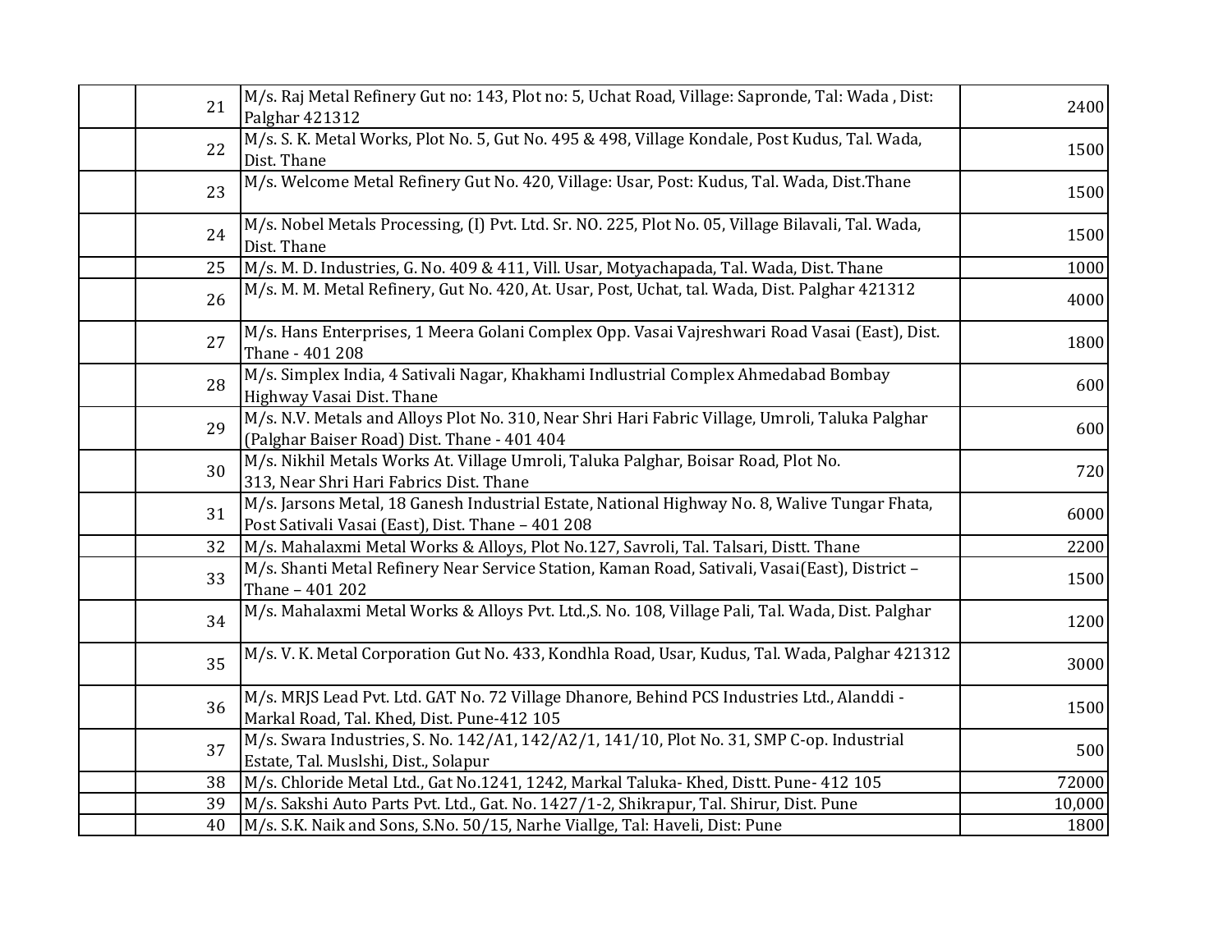|  |  |  |  |
|---|---|---|---|
|  | 21 | M/s. Raj Metal Refinery Gut no: 143, Plot no: 5, Uchat Road, Village: Sapronde, Tal: Wada , Dist: Palghar 421312 | 2400 |
|  | 22 | M/s. S. K. Metal Works, Plot No. 5, Gut No. 495 & 498, Village Kondale, Post Kudus, Tal. Wada, Dist. Thane | 1500 |
|  | 23 | M/s. Welcome Metal Refinery Gut No. 420, Village: Usar, Post: Kudus, Tal. Wada, Dist.Thane | 1500 |
|  | 24 | M/s. Nobel Metals Processing, (I) Pvt. Ltd. Sr. NO. 225, Plot No. 05, Village Bilavali, Tal. Wada, Dist. Thane | 1500 |
|  | 25 | M/s. M. D. Industries, G. No. 409 & 411, Vill. Usar, Motyachapada, Tal. Wada, Dist. Thane | 1000 |
|  | 26 | M/s. M. M. Metal Refinery, Gut No. 420, At. Usar, Post, Uchat, tal. Wada, Dist. Palghar 421312 | 4000 |
|  | 27 | M/s. Hans Enterprises, 1 Meera Golani Complex Opp. Vasai Vajreshwari Road Vasai (East), Dist. Thane - 401 208 | 1800 |
|  | 28 | M/s. Simplex India, 4 Sativali Nagar, Khakhami Indlustrial Complex Ahmedabad Bombay Highway Vasai Dist. Thane | 600 |
|  | 29 | M/s. N.V. Metals and Alloys Plot No. 310, Near Shri Hari Fabric Village, Umroli, Taluka Palghar (Palghar Baiser Road) Dist. Thane - 401 404 | 600 |
|  | 30 | M/s. Nikhil Metals Works At. Village Umroli, Taluka Palghar, Boisar Road, Plot No. 313, Near Shri Hari Fabrics Dist. Thane | 720 |
|  | 31 | M/s. Jarsons Metal, 18 Ganesh Industrial Estate, National Highway No. 8, Walive Tungar Fhata, Post Sativali Vasai (East), Dist. Thane – 401 208 | 6000 |
|  | 32 | M/s. Mahalaxmi Metal Works & Alloys, Plot No.127, Savroli, Tal. Talsari, Distt. Thane | 2200 |
|  | 33 | M/s. Shanti Metal Refinery Near Service Station, Kaman Road, Sativali, Vasai(East), District – Thane – 401 202 | 1500 |
|  | 34 | M/s. Mahalaxmi Metal Works & Alloys Pvt. Ltd.,S. No. 108, Village Pali, Tal. Wada, Dist. Palghar | 1200 |
|  | 35 | M/s. V. K. Metal Corporation Gut No. 433, Kondhla Road, Usar, Kudus, Tal. Wada, Palghar 421312 | 3000 |
|  | 36 | M/s. MRJS Lead Pvt. Ltd. GAT No. 72 Village Dhanore, Behind PCS Industries Ltd., Alanddi - Markal Road, Tal. Khed, Dist. Pune-412 105 | 1500 |
|  | 37 | M/s. Swara Industries, S. No. 142/A1, 142/A2/1, 141/10, Plot No. 31, SMP C-op. Industrial Estate, Tal. Muslshi, Dist., Solapur | 500 |
|  | 38 | M/s. Chloride Metal Ltd., Gat No.1241, 1242, Markal Taluka- Khed, Distt. Pune- 412 105 | 72000 |
|  | 39 | M/s. Sakshi Auto Parts Pvt. Ltd., Gat. No. 1427/1-2, Shikrapur, Tal. Shirur, Dist. Pune | 10,000 |
|  | 40 | M/s. S.K. Naik and Sons, S.No. 50/15, Narhe Viallge, Tal: Haveli, Dist: Pune | 1800 |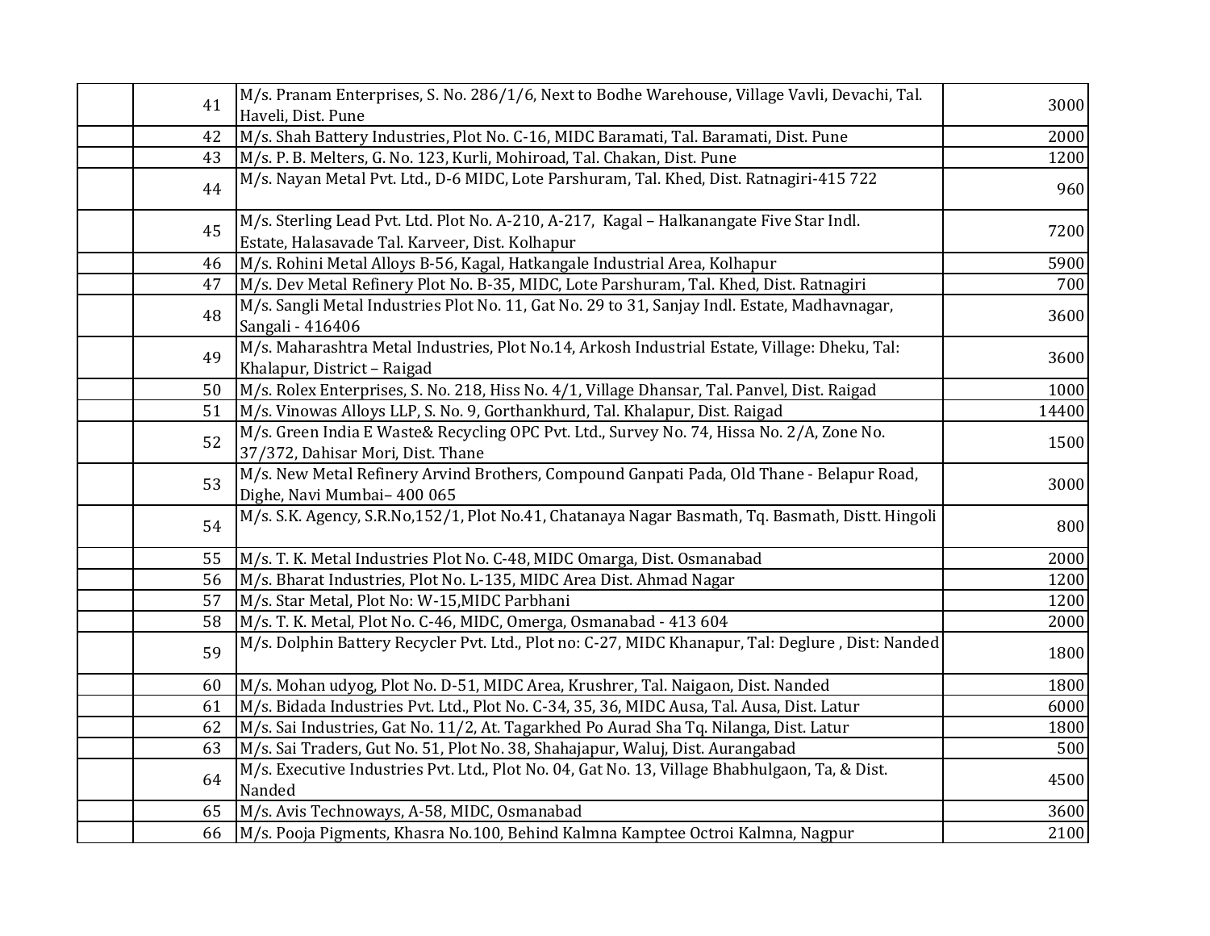| | | | |
|---|---|---|---|
| | 41 | M/s. Pranam Enterprises, S. No. 286/1/6, Next to Bodhe Warehouse, Village Vavli, Devachi, Tal. Haveli, Dist. Pune | 3000 |
| | 42 | M/s. Shah Battery Industries, Plot No. C-16, MIDC Baramati, Tal. Baramati, Dist. Pune | 2000 |
| | 43 | M/s. P. B. Melters, G. No. 123, Kurli, Mohiroad, Tal. Chakan, Dist. Pune | 1200 |
| | 44 | M/s. Nayan Metal Pvt. Ltd., D-6 MIDC, Lote Parshuram, Tal. Khed, Dist. Ratnagiri-415 722 | 960 |
| | 45 | M/s. Sterling Lead Pvt. Ltd. Plot No. A-210, A-217, Kagal – Halkanangate Five Star Indl. Estate, Halasavade Tal. Karveer, Dist. Kolhapur | 7200 |
| | 46 | M/s. Rohini Metal Alloys B-56, Kagal, Hatkangale Industrial Area, Kolhapur | 5900 |
| | 47 | M/s. Dev Metal Refinery Plot No. B-35, MIDC, Lote Parshuram, Tal. Khed, Dist. Ratnagiri | 700 |
| | 48 | M/s. Sangli Metal Industries Plot No. 11, Gat No. 29 to 31, Sanjay Indl. Estate, Madhavnagar, Sangali - 416406 | 3600 |
| | 49 | M/s. Maharashtra Metal Industries, Plot No.14, Arkosh Industrial Estate, Village: Dheku, Tal: Khalapur, District – Raigad | 3600 |
| | 50 | M/s. Rolex Enterprises, S. No. 218, Hiss No. 4/1, Village Dhansar, Tal. Panvel, Dist. Raigad | 1000 |
| | 51 | M/s. Vinowas Alloys LLP, S. No. 9, Gorthankhurd, Tal. Khalapur, Dist. Raigad | 14400 |
| | 52 | M/s. Green India E Waste& Recycling OPC Pvt. Ltd., Survey No. 74, Hissa No. 2/A, Zone No. 37/372, Dahisar Mori, Dist. Thane | 1500 |
| | 53 | M/s. New Metal Refinery Arvind Brothers, Compound Ganpati Pada, Old Thane - Belapur Road, Dighe, Navi Mumbai– 400 065 | 3000 |
| | 54 | M/s. S.K. Agency, S.R.No,152/1, Plot No.41, Chatanaya Nagar Basmath, Tq. Basmath, Distt. Hingoli | 800 |
| | 55 | M/s. T. K. Metal Industries Plot No. C-48, MIDC Omarga, Dist. Osmanabad | 2000 |
| | 56 | M/s. Bharat Industries, Plot No. L-135, MIDC Area Dist. Ahmad Nagar | 1200 |
| | 57 | M/s. Star Metal, Plot No: W-15,MIDC Parbhani | 1200 |
| | 58 | M/s. T. K. Metal, Plot No. C-46, MIDC, Omerga, Osmanabad - 413 604 | 2000 |
| | 59 | M/s. Dolphin Battery Recycler Pvt. Ltd., Plot no: C-27, MIDC Khanapur, Tal: Deglure , Dist: Nanded | 1800 |
| | 60 | M/s. Mohan udyog, Plot No. D-51, MIDC Area, Krushrer, Tal. Naigaon, Dist. Nanded | 1800 |
| | 61 | M/s. Bidada Industries Pvt. Ltd., Plot No. C-34, 35, 36, MIDC Ausa, Tal. Ausa, Dist. Latur | 6000 |
| | 62 | M/s. Sai Industries, Gat No. 11/2, At. Tagarkhed Po Aurad Sha Tq. Nilanga, Dist. Latur | 1800 |
| | 63 | M/s. Sai Traders, Gut No. 51, Plot No. 38, Shahajapur, Waluj, Dist. Aurangabad | 500 |
| | 64 | M/s. Executive Industries Pvt. Ltd., Plot No. 04, Gat No. 13, Village Bhabhulgaon, Ta, & Dist. Nanded | 4500 |
| | 65 | M/s. Avis Technoways, A-58, MIDC, Osmanabad | 3600 |
| | 66 | M/s. Pooja Pigments, Khasra No.100, Behind Kalmna Kamptee Octroi Kalmna, Nagpur | 2100 |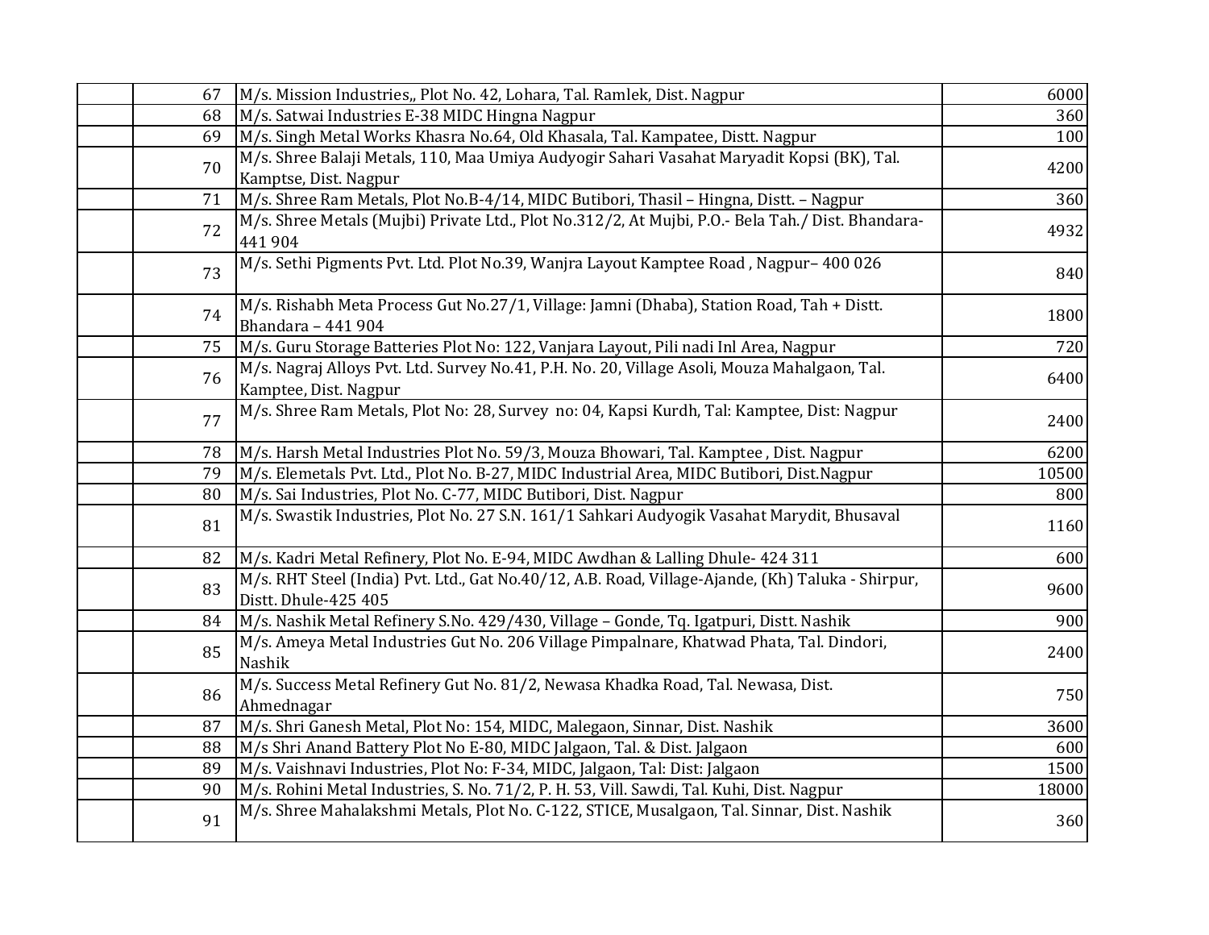|  |  |  |  |
|---|---|---|---|
|  | 67 | M/s. Mission Industries,, Plot No. 42, Lohara, Tal. Ramlek, Dist. Nagpur | 6000 |
|  | 68 | M/s. Satwai Industries E-38 MIDC Hingna Nagpur | 360 |
|  | 69 | M/s. Singh Metal Works Khasra No.64, Old Khasala, Tal. Kampatee, Distt. Nagpur | 100 |
|  | 70 | M/s. Shree Balaji Metals, 110, Maa Umiya Audyogir Sahari Vasahat Maryadit Kopsi (BK), Tal. Kamptse, Dist. Nagpur | 4200 |
|  | 71 | M/s. Shree Ram Metals, Plot No.B-4/14, MIDC Butibori, Thasil – Hingna, Distt. – Nagpur | 360 |
|  | 72 | M/s. Shree Metals (Mujbi) Private Ltd., Plot No.312/2, At Mujbi, P.O.- Bela Tah./ Dist. Bhandara- 441 904 | 4932 |
|  | 73 | M/s. Sethi Pigments Pvt. Ltd. Plot No.39, Wanjra Layout Kamptee Road , Nagpur– 400 026 | 840 |
|  | 74 | M/s. Rishabh Meta Process Gut No.27/1, Village: Jamni (Dhaba), Station Road, Tah + Distt. Bhandara – 441 904 | 1800 |
|  | 75 | M/s. Guru Storage Batteries Plot No: 122, Vanjara Layout, Pili nadi Inl Area, Nagpur | 720 |
|  | 76 | M/s. Nagraj Alloys Pvt. Ltd. Survey No.41, P.H. No. 20, Village Asoli, Mouza Mahalgaon, Tal. Kamptee, Dist. Nagpur | 6400 |
|  | 77 | M/s. Shree Ram Metals, Plot No: 28, Survey no: 04, Kapsi Kurdh, Tal: Kamptee, Dist: Nagpur | 2400 |
|  | 78 | M/s. Harsh Metal Industries Plot No. 59/3, Mouza Bhowari, Tal. Kamptee , Dist. Nagpur | 6200 |
|  | 79 | M/s. Elemetals Pvt. Ltd., Plot No. B-27, MIDC Industrial Area, MIDC Butibori, Dist.Nagpur | 10500 |
|  | 80 | M/s. Sai Industries, Plot No. C-77, MIDC Butibori, Dist. Nagpur | 800 |
|  | 81 | M/s. Swastik Industries, Plot No. 27 S.N. 161/1 Sahkari Audyogik Vasahat Marydit, Bhusaval | 1160 |
|  | 82 | M/s. Kadri Metal Refinery, Plot No. E-94, MIDC Awdhan & Lalling Dhule- 424 311 | 600 |
|  | 83 | M/s. RHT Steel (India) Pvt. Ltd., Gat No.40/12, A.B. Road, Village-Ajande, (Kh) Taluka - Shirpur, Distt. Dhule-425 405 | 9600 |
|  | 84 | M/s. Nashik Metal Refinery S.No. 429/430, Village – Gonde, Tq. Igatpuri, Distt. Nashik | 900 |
|  | 85 | M/s. Ameya Metal Industries Gut No. 206 Village Pimpalnare, Khatwad Phata, Tal. Dindori, Nashik | 2400 |
|  | 86 | M/s. Success Metal Refinery Gut No. 81/2, Newasa Khadka Road, Tal. Newasa, Dist. Ahmednagar | 750 |
|  | 87 | M/s. Shri Ganesh Metal, Plot No: 154, MIDC, Malegaon, Sinnar, Dist. Nashik | 3600 |
|  | 88 | M/s Shri Anand Battery Plot No E-80, MIDC Jalgaon, Tal. & Dist. Jalgaon | 600 |
|  | 89 | M/s. Vaishnavi Industries, Plot No: F-34, MIDC, Jalgaon, Tal: Dist: Jalgaon | 1500 |
|  | 90 | M/s. Rohini Metal Industries, S. No. 71/2, P. H. 53, Vill. Sawdi, Tal. Kuhi, Dist. Nagpur | 18000 |
|  | 91 | M/s. Shree Mahalakshmi Metals, Plot No. C-122, STICE, Musalgaon, Tal. Sinnar, Dist. Nashik | 360 |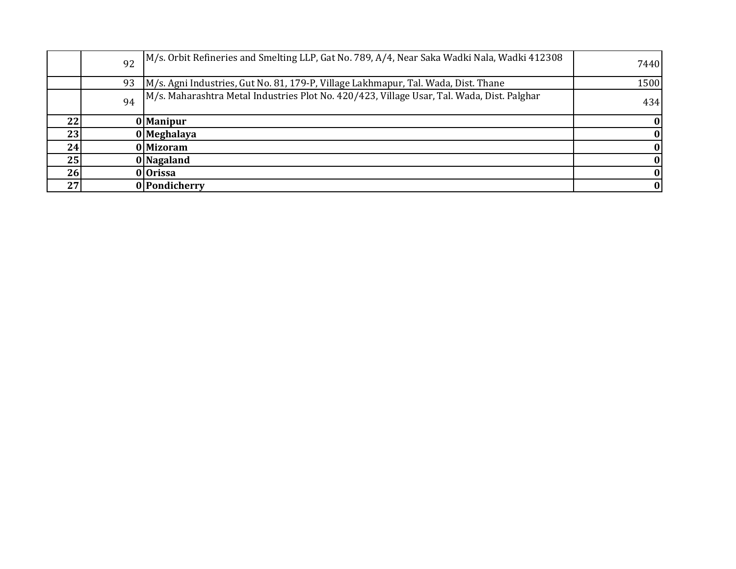| | | | |
|---|---|---|---|
| | 92 | M/s. Orbit Refineries and Smelting LLP, Gat No. 789, A/4, Near Saka Wadki Nala, Wadki 412308 | 7440 |
| | 93 | M/s. Agni Industries, Gut No. 81, 179-P, Village Lakhmapur, Tal. Wada, Dist. Thane | 1500 |
| | 94 | M/s. Maharashtra Metal Industries Plot No. 420/423, Village Usar, Tal. Wada, Dist. Palghar | 434 |
| **22** | **0** | **Manipur** | **0** |
| **23** | **0** | **Meghalaya** | **0** |
| **24** | **0** | **Mizoram** | **0** |
| **25** | **0** | **Nagaland** | **0** |
| **26** | **0** | **Orissa** | **0** |
| **27** | **0** | **Pondicherry** | **0** |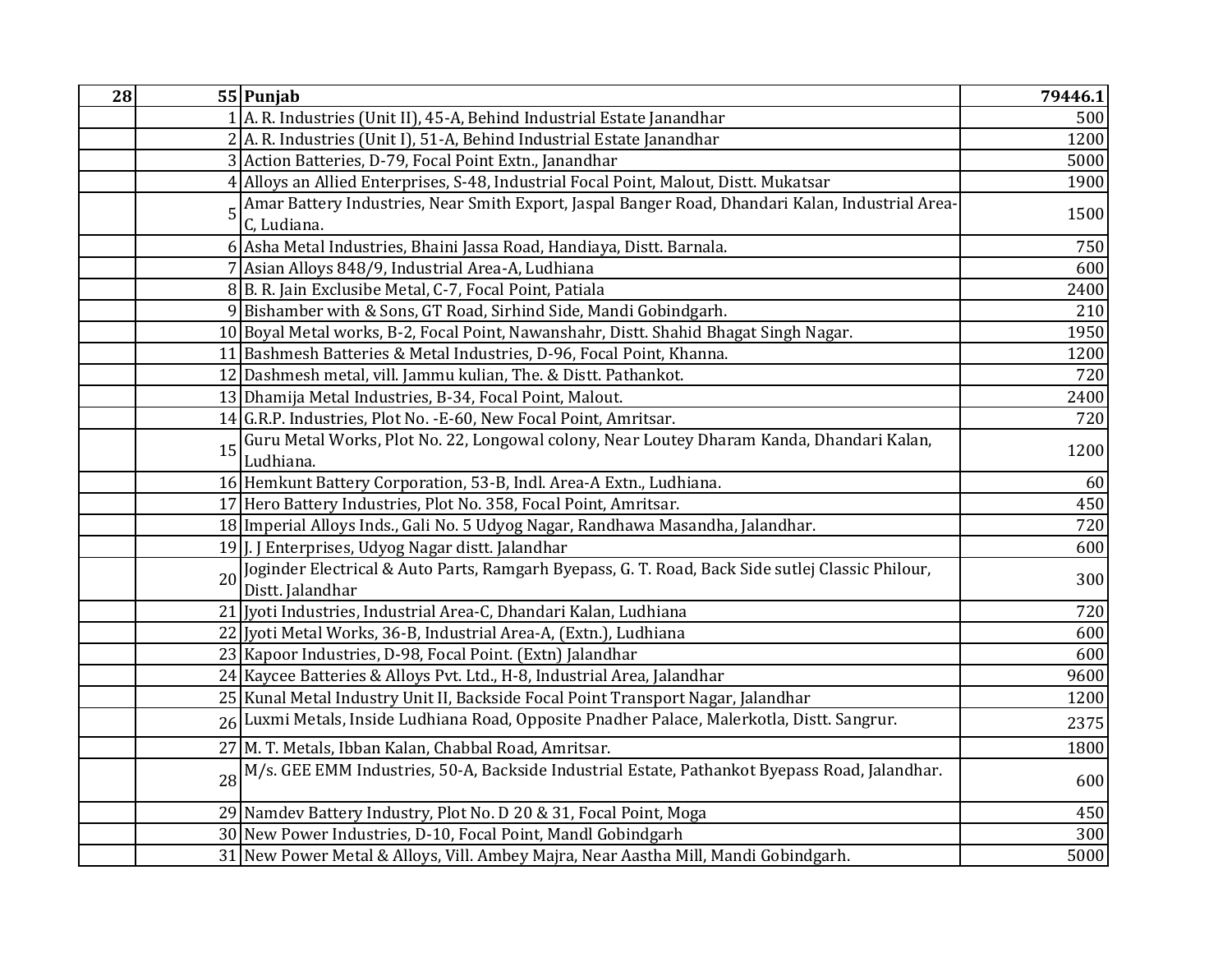| 28 | 55 | **Punjab** | **79446.1** |
|---|---|---|---|
| | 1 | A. R. Industries (Unit II), 45-A, Behind Industrial Estate Janandhar | 500 |
| | 2 | A. R. Industries (Unit I), 51-A, Behind Industrial Estate Janandhar | 1200 |
| | 3 | Action Batteries, D-79, Focal Point Extn., Janandhar | 5000 |
| | 4 | Alloys an Allied Enterprises, S-48, Industrial Focal Point, Malout, Distt. Mukatsar | 1900 |
| | 5 | Amar Battery Industries, Near Smith Export, Jaspal Banger Road, Dhandari Kalan, Industrial Area-C, Ludiana. | 1500 |
| | 6 | Asha Metal Industries, Bhaini Jassa Road, Handiaya, Distt. Barnala. | 750 |
| | 7 | Asian Alloys 848/9, Industrial Area-A, Ludhiana | 600 |
| | 8 | B. R. Jain Exclusibe Metal, C-7, Focal Point, Patiala | 2400 |
| | 9 | Bishamber with & Sons, GT Road, Sirhind Side, Mandi Gobindgarh. | 210 |
| | 10 | Boyal Metal works, B-2, Focal Point, Nawanshahr, Distt. Shahid Bhagat Singh Nagar. | 1950 |
| | 11 | Bashmesh Batteries & Metal Industries, D-96, Focal Point, Khanna. | 1200 |
| | 12 | Dashmesh metal, vill. Jammu kulian, The. & Distt. Pathankot. | 720 |
| | 13 | Dhamija Metal Industries, B-34, Focal Point, Malout. | 2400 |
| | 14 | G.R.P. Industries, Plot No. -E-60, New Focal Point, Amritsar. | 720 |
| | 15 | Guru Metal Works, Plot No. 22, Longowal colony, Near Loutey Dharam Kanda, Dhandari Kalan, Ludhiana. | 1200 |
| | 16 | Hemkunt Battery Corporation, 53-B, Indl. Area-A Extn., Ludhiana. | 60 |
| | 17 | Hero Battery Industries, Plot No. 358, Focal Point, Amritsar. | 450 |
| | 18 | Imperial Alloys Inds., Gali No. 5 Udyog Nagar, Randhawa Masandha, Jalandhar. | 720 |
| | 19 | J. J Enterprises, Udyog Nagar distt. Jalandhar | 600 |
| | 20 | Joginder Electrical & Auto Parts, Ramgarh Byepass, G. T. Road, Back Side sutlej Classic Philour, Distt. Jalandhar | 300 |
| | 21 | Jyoti Industries, Industrial Area-C, Dhandari Kalan, Ludhiana | 720 |
| | 22 | Jyoti Metal Works, 36-B, Industrial Area-A, (Extn.), Ludhiana | 600 |
| | 23 | Kapoor Industries, D-98, Focal Point. (Extn) Jalandhar | 600 |
| | 24 | Kaycee Batteries & Alloys Pvt. Ltd., H-8, Industrial Area, Jalandhar | 9600 |
| | 25 | Kunal Metal Industry Unit II, Backside Focal Point Transport Nagar, Jalandhar | 1200 |
| | 26 | Luxmi Metals, Inside Ludhiana Road, Opposite Pnadher Palace, Malerkotla, Distt. Sangrur. | 2375 |
| | 27 | M. T. Metals, Ibban Kalan, Chabbal Road, Amritsar. | 1800 |
| | 28 | M/s. GEE EMM Industries, 50-A, Backside Industrial Estate, Pathankot Byepass Road, Jalandhar. | 600 |
| | 29 | Namdev Battery Industry, Plot No. D 20 & 31, Focal Point, Moga | 450 |
| | 30 | New Power Industries, D-10, Focal Point, Mandl Gobindgarh | 300 |
| | 31 | New Power Metal & Alloys, Vill. Ambey Majra, Near Aastha Mill, Mandi Gobindgarh. | 5000 |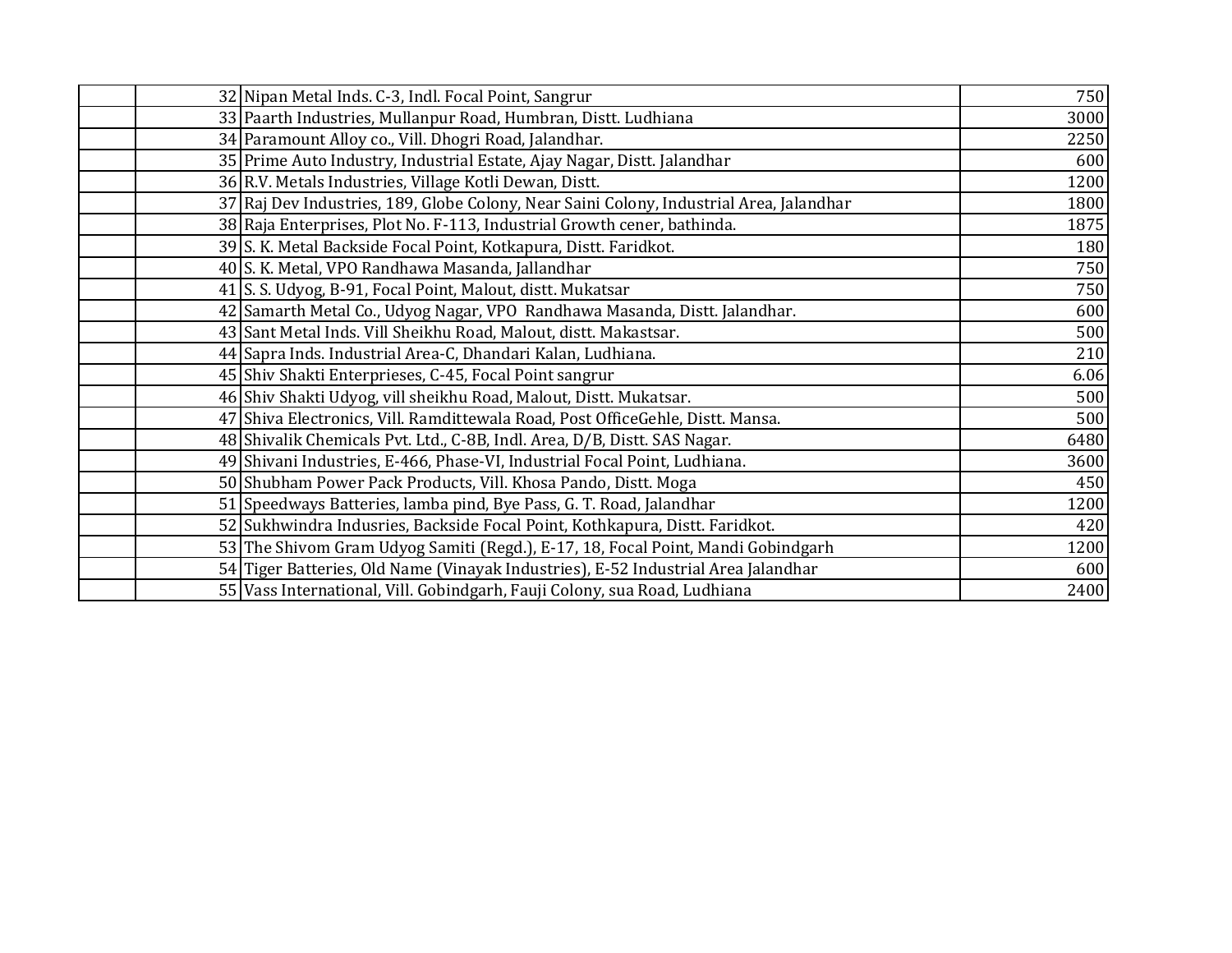|  |  |  |  |
|---|---|---|---|
|  | 32 | Nipan Metal Inds. C-3, Indl. Focal Point, Sangrur | 750 |
|  | 33 | Paarth Industries, Mullanpur Road, Humbran, Distt. Ludhiana | 3000 |
|  | 34 | Paramount Alloy co., Vill. Dhogri Road, Jalandhar. | 2250 |
|  | 35 | Prime Auto Industry, Industrial Estate, Ajay Nagar, Distt. Jalandhar | 600 |
|  | 36 | R.V. Metals Industries, Village Kotli Dewan, Distt. | 1200 |
|  | 37 | Raj Dev Industries, 189, Globe Colony, Near Saini Colony, Industrial Area, Jalandhar | 1800 |
|  | 38 | Raja Enterprises, Plot No. F-113, Industrial Growth cener, bathinda. | 1875 |
|  | 39 | S. K. Metal Backside Focal Point, Kotkapura, Distt. Faridkot. | 180 |
|  | 40 | S. K. Metal, VPO Randhawa Masanda, Jallandhar | 750 |
|  | 41 | S. S. Udyog, B-91, Focal Point, Malout, distt. Mukatsar | 750 |
|  | 42 | Samarth Metal Co., Udyog Nagar, VPO Randhawa Masanda, Distt. Jalandhar. | 600 |
|  | 43 | Sant Metal Inds. Vill Sheikhu Road, Malout, distt. Makastsar. | 500 |
|  | 44 | Sapra Inds. Industrial Area-C, Dhandari Kalan, Ludhiana. | 210 |
|  | 45 | Shiv Shakti Enterprieses, C-45, Focal Point sangrur | 6.06 |
|  | 46 | Shiv Shakti Udyog, vill sheikhu Road, Malout, Distt. Mukatsar. | 500 |
|  | 47 | Shiva Electronics, Vill. Ramdittewala Road, Post OfficeGehle, Distt. Mansa. | 500 |
|  | 48 | Shivalik Chemicals Pvt. Ltd., C-8B, Indl. Area, D/B, Distt. SAS Nagar. | 6480 |
|  | 49 | Shivani Industries, E-466, Phase-VI, Industrial Focal Point, Ludhiana. | 3600 |
|  | 50 | Shubham Power Pack Products, Vill. Khosa Pando, Distt. Moga | 450 |
|  | 51 | Speedways Batteries, lamba pind, Bye Pass, G. T. Road, Jalandhar | 1200 |
|  | 52 | Sukhwindra Indusries, Backside Focal Point, Kothkapura, Distt. Faridkot. | 420 |
|  | 53 | The Shivom Gram Udyog Samiti (Regd.), E-17, 18, Focal Point, Mandi Gobindgarh | 1200 |
|  | 54 | Tiger Batteries, Old Name (Vinayak Industries), E-52 Industrial Area Jalandhar | 600 |
|  | 55 | Vass International, Vill. Gobindgarh, Fauji Colony, sua Road, Ludhiana | 2400 |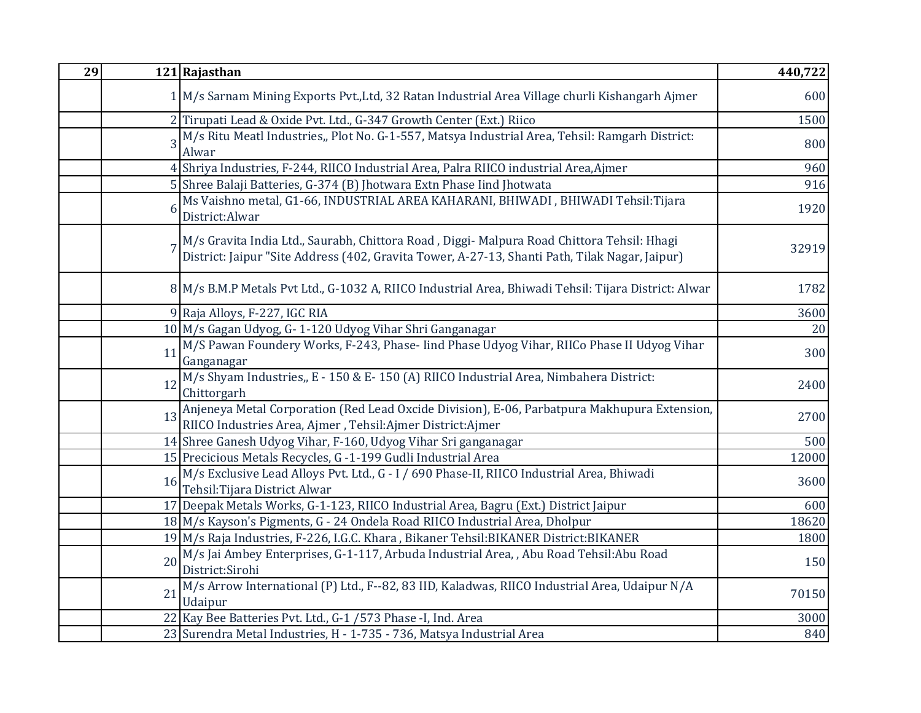| 29 | 121 | Rajasthan | 440,722 |
|---|---|---|---|
| | 1 | M/s Sarnam Mining Exports Pvt.,Ltd, 32 Ratan Industrial Area Village churli Kishangarh Ajmer | 600 |
| | 2 | Tirupati Lead & Oxide Pvt. Ltd., G-347 Growth Center (Ext.) Riico | 1500 |
| | 3 | M/s Ritu Meatl Industries,, Plot No. G-1-557, Matsya Industrial Area, Tehsil: Ramgarh District: Alwar | 800 |
| | 4 | Shriya Industries, F-244, RIICO Industrial Area, Palra RIICO industrial Area,Ajmer | 960 |
| | 5 | Shree Balaji Batteries, G-374 (B) Jhotwara Extn Phase Iind Jhotwata | 916 |
| | 6 | Ms Vaishno metal, G1-66, INDUSTRIAL AREA KAHARANI, BHIWADI , BHIWADI Tehsil:Tijara District:Alwar | 1920 |
| | 7 | M/s Gravita India Ltd., Saurabh, Chittora Road , Diggi- Malpura Road Chittora Tehsil: Hhagi District: Jaipur "Site Address (402, Gravita Tower, A-27-13, Shanti Path, Tilak Nagar, Jaipur) | 32919 |
| | 8 | M/s B.M.P Metals Pvt Ltd., G-1032 A, RIICO Industrial Area, Bhiwadi Tehsil: Tijara District: Alwar | 1782 |
| | 9 | Raja Alloys, F-227, IGC RIA | 3600 |
| | 10 | M/s Gagan Udyog, G- 1-120 Udyog Vihar Shri Ganganagar | 20 |
| | 11 | M/S Pawan Foundery Works, F-243, Phase- Iind Phase Udyog Vihar, RIICo Phase II Udyog Vihar Ganganagar | 300 |
| | 12 | M/s Shyam Industries,, E - 150 & E- 150 (A) RIICO Industrial Area, Nimbahera District: Chittorgarh | 2400 |
| | 13 | Anjeneya Metal Corporation (Red Lead Oxcide Division), E-06, Parbatpura Makhupura Extension, RIICO Industries Area, Ajmer , Tehsil:Ajmer District:Ajmer | 2700 |
| | 14 | Shree Ganesh Udyog Vihar, F-160, Udyog Vihar Sri ganganagar | 500 |
| | 15 | Precicious Metals Recycles, G -1-199 Gudli Industrial Area | 12000 |
| | 16 | M/s Exclusive Lead Alloys Pvt. Ltd., G - I / 690 Phase-II, RIICO Industrial Area, Bhiwadi Tehsil:Tijara District Alwar | 3600 |
| | 17 | Deepak Metals Works, G-1-123, RIICO Industrial Area, Bagru (Ext.) District Jaipur | 600 |
| | 18 | M/s Kayson's Pigments, G - 24 Ondela Road RIICO Industrial Area, Dholpur | 18620 |
| | 19 | M/s Raja Industries, F-226, I.G.C. Khara , Bikaner Tehsil:BIKANER District:BIKANER | 1800 |
| | 20 | M/s Jai Ambey Enterprises, G-1-117, Arbuda Industrial Area, , Abu Road Tehsil:Abu Road District:Sirohi | 150 |
| | 21 | M/s Arrow International (P) Ltd., F--82, 83 IID, Kaladwas, RIICO Industrial Area, Udaipur N/A Udaipur | 70150 |
| | 22 | Kay Bee Batteries Pvt. Ltd., G-1 /573 Phase -I, Ind. Area | 3000 |
| | 23 | Surendra Metal Industries, H - 1-735 - 736, Matsya Industrial Area | 840 |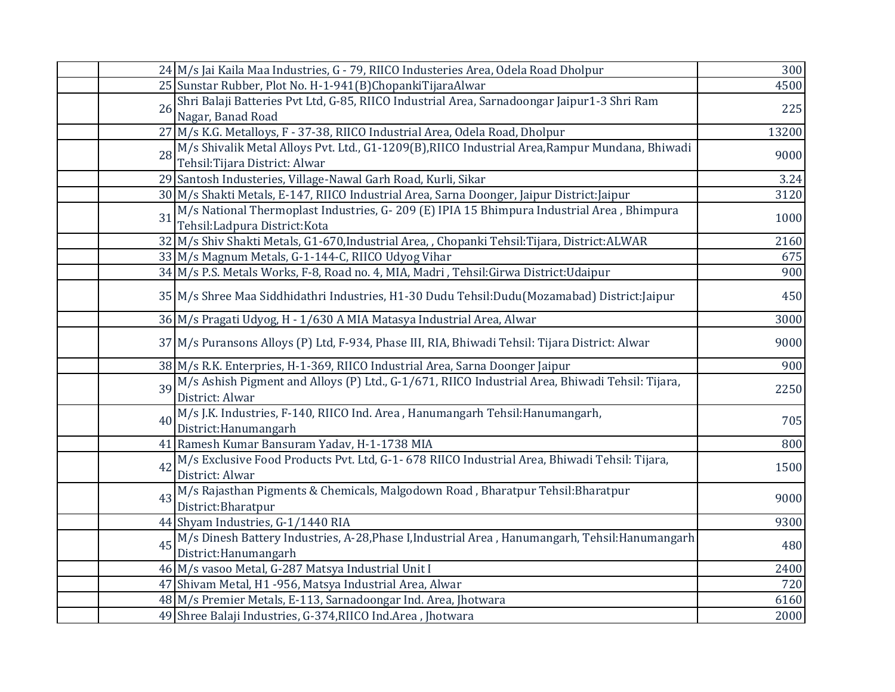| | | | |
|---|---|---|---|
| | 24 | M/s Jai Kaila Maa Industries, G - 79, RIICO Industeries Area, Odela Road Dholpur | 300 |
| | 25 | Sunstar Rubber, Plot No. H-1-941(B)ChopankiTijaraAlwar | 4500 |
| | 26 | Shri Balaji Batteries Pvt Ltd, G-85, RIICO Industrial Area, Sarnadoongar Jaipur1-3 Shri Ram Nagar, Banad Road | 225 |
| | 27 | M/s K.G. Metalloys, F - 37-38, RIICO Industrial Area, Odela Road, Dholpur | 13200 |
| | 28 | M/s Shivalik Metal Alloys Pvt. Ltd., G1-1209(B),RIICO Industrial Area,Rampur Mundana, Bhiwadi Tehsil:Tijara District: Alwar | 9000 |
| | 29 | Santosh Industeries, Village-Nawal Garh Road, Kurli, Sikar | 3.24 |
| | 30 | M/s Shakti Metals, E-147, RIICO Industrial Area, Sarna Doonger, Jaipur District:Jaipur | 3120 |
| | 31 | M/s National Thermoplast Industries, G- 209 (E) IPIA 15 Bhimpura Industrial Area , Bhimpura Tehsil:Ladpura District:Kota | 1000 |
| | 32 | M/s Shiv Shakti Metals, G1-670,Industrial Area, , Chopanki Tehsil:Tijara, District:ALWAR | 2160 |
| | 33 | M/s Magnum Metals, G-1-144-C, RIICO Udyog Vihar | 675 |
| | 34 | M/s P.S. Metals Works, F-8, Road no. 4, MIA, Madri , Tehsil:Girwa District:Udaipur | 900 |
| | 35 | M/s Shree Maa Siddhidathri Industries, H1-30 Dudu Tehsil:Dudu(Mozamabad) District:Jaipur | 450 |
| | 36 | M/s Pragati Udyog, H - 1/630 A MIA Matasya Industrial Area, Alwar | 3000 |
| | 37 | M/s Puransons Alloys (P) Ltd, F-934, Phase III, RIA, Bhiwadi Tehsil: Tijara District: Alwar | 9000 |
| | 38 | M/s R.K. Enterpries, H-1-369, RIICO Industrial Area, Sarna Doonger Jaipur | 900 |
| | 39 | M/s Ashish Pigment and Alloys (P) Ltd., G-1/671, RIICO Industrial Area, Bhiwadi Tehsil: Tijara, District: Alwar | 2250 |
| | 40 | M/s J.K. Industries, F-140, RIICO Ind. Area , Hanumangarh Tehsil:Hanumangarh, District:Hanumangarh | 705 |
| | 41 | Ramesh Kumar Bansuram Yadav, H-1-1738 MIA | 800 |
| | 42 | M/s Exclusive Food Products Pvt. Ltd, G-1- 678 RIICO Industrial Area, Bhiwadi Tehsil: Tijara, District: Alwar | 1500 |
| | 43 | M/s Rajasthan Pigments & Chemicals, Malgodown Road , Bharatpur Tehsil:Bharatpur District:Bharatpur | 9000 |
| | 44 | Shyam Industries, G-1/1440 RIA | 9300 |
| | 45 | M/s Dinesh Battery Industries, A-28,Phase I,Industrial Area , Hanumangarh, Tehsil:Hanumangarh District:Hanumangarh | 480 |
| | 46 | M/s vasoo Metal, G-287 Matsya Industrial Unit I | 2400 |
| | 47 | Shivam Metal, H1 -956, Matsya Industrial Area, Alwar | 720 |
| | 48 | M/s Premier Metals, E-113, Sarnadoongar Ind. Area, Jhotwara | 6160 |
| | 49 | Shree Balaji Industries, G-374,RIICO Ind.Area , Jhotwara | 2000 |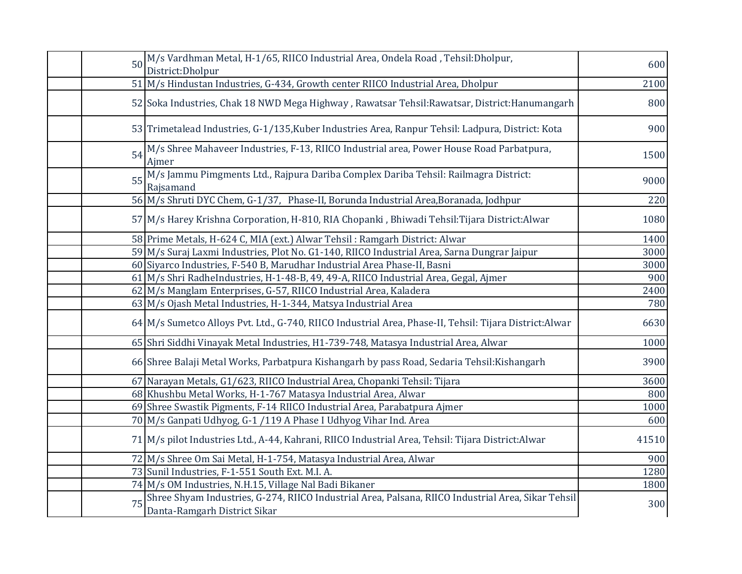| | | | |
|---|---|---|---|
| | 50 | M/s Vardhman Metal, H-1/65, RIICO Industrial Area, Ondela Road , Tehsil:Dholpur, District:Dholpur | 600 |
| | 51 | M/s Hindustan Industries, G-434, Growth center RIICO Industrial Area, Dholpur | 2100 |
| | 52 | Soka Industries, Chak 18 NWD Mega Highway , Rawatsar Tehsil:Rawatsar, District:Hanumangarh | 800 |
| | 53 | Trimetalead Industries, G-1/135,Kuber Industries Area, Ranpur Tehsil: Ladpura, District: Kota | 900 |
| | 54 | M/s Shree Mahaveer Industries, F-13, RIICO Industrial area, Power House Road Parbatpura, Ajmer | 1500 |
| | 55 | M/s Jammu Pimgments Ltd., Rajpura Dariba Complex Dariba Tehsil: Railmagra District: Rajsamand | 9000 |
| | 56 | M/s Shruti DYC Chem, G-1/37, Phase-II, Borunda Industrial Area,Boranada, Jodhpur | 220 |
| | 57 | M/s Harey Krishna Corporation, H-810, RIA Chopanki , Bhiwadi Tehsil:Tijara District:Alwar | 1080 |
| | 58 | Prime Metals, H-624 C, MIA (ext.) Alwar Tehsil : Ramgarh District: Alwar | 1400 |
| | 59 | M/s Suraj Laxmi Industries, Plot No. G1-140, RIICO Industrial Area, Sarna Dungrar Jaipur | 3000 |
| | 60 | Siyarco Industries, F-540 B, Marudhar Industrial Area Phase-II, Basni | 3000 |
| | 61 | M/s Shri RadheIndustries, H-1-48-B, 49, 49-A, RIICO Industrial Area, Gegal, Ajmer | 900 |
| | 62 | M/s Manglam Enterprises, G-57, RIICO Industrial Area, Kaladera | 2400 |
| | 63 | M/s Ojash Metal Industries, H-1-344, Matsya Industrial Area | 780 |
| | 64 | M/s Sumetco Alloys Pvt. Ltd., G-740, RIICO Industrial Area, Phase-II, Tehsil: Tijara District:Alwar | 6630 |
| | 65 | Shri Siddhi Vinayak Metal Industries, H1-739-748, Matasya Industrial Area, Alwar | 1000 |
| | 66 | Shree Balaji Metal Works, Parbatpura Kishangarh by pass Road, Sedaria Tehsil:Kishangarh | 3900 |
| | 67 | Narayan Metals, G1/623, RIICO Industrial Area, Chopanki Tehsil: Tijara | 3600 |
| | 68 | Khushbu Metal Works, H-1-767 Matasya Industrial Area, Alwar | 800 |
| | 69 | Shree Swastik Pigments, F-14 RIICO Industrial Area, Parabatpura Ajmer | 1000 |
| | 70 | M/s Ganpati Udhyog, G-1 /119 A Phase I Udhyog Vihar Ind. Area | 600 |
| | 71 | M/s pilot Industries Ltd., A-44, Kahrani, RIICO Industrial Area, Tehsil: Tijara District:Alwar | 41510 |
| | 72 | M/s Shree Om Sai Metal, H-1-754, Matasya Industrial Area, Alwar | 900 |
| | 73 | Sunil Industries, F-1-551 South Ext. M.I. A. | 1280 |
| | 74 | M/s OM Industries, N.H.15, Village Nal Badi Bikaner | 1800 |
| | 75 | Shree Shyam Industries, G-274, RIICO Industrial Area, Palsana, RIICO Industrial Area, Sikar Tehsil Danta-Ramgarh District Sikar | 300 |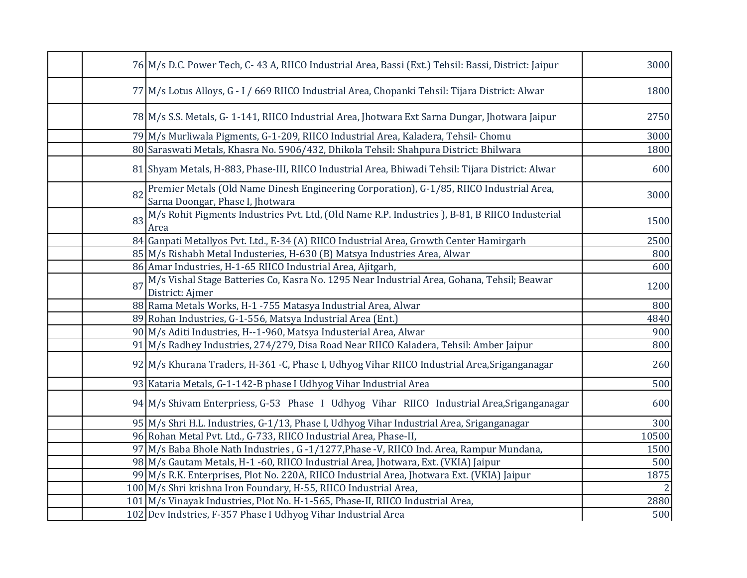| | | | |
|---|---|---|---|
| | 76 | M/s D.C. Power Tech, C- 43 A, RIICO Industrial Area, Bassi (Ext.) Tehsil: Bassi, District: Jaipur | 3000 |
| | 77 | M/s Lotus Alloys, G - I / 669 RIICO Industrial Area, Chopanki Tehsil: Tijara District: Alwar | 1800 |
| | 78 | M/s S.S. Metals, G- 1-141, RIICO Industrial Area, Jhotwara Ext Sarna Dungar, Jhotwara Jaipur | 2750 |
| | 79 | M/s Murliwala Pigments, G-1-209, RIICO Industrial Area, Kaladera, Tehsil- Chomu | 3000 |
| | 80 | Saraswati Metals, Khasra No. 5906/432, Dhikola Tehsil: Shahpura District: Bhilwara | 1800 |
| | 81 | Shyam Metals, H-883, Phase-III, RIICO Industrial Area, Bhiwadi Tehsil: Tijara District: Alwar | 600 |
| | 82 | Premier Metals (Old Name Dinesh Engineering Corporation), G-1/85, RIICO Industrial Area, Sarna Doongar, Phase I, Jhotwara | 3000 |
| | 83 | M/s Rohit Pigments Industries Pvt. Ltd, (Old Name R.P. Industries ), B-81, B RIICO Industerial Area | 1500 |
| | 84 | Ganpati Metallyos Pvt. Ltd., E-34 (A) RIICO Industrial Area, Growth Center Hamirgarh | 2500 |
| | 85 | M/s Rishabh Metal Industeries, H-630 (B) Matsya Industries Area, Alwar | 800 |
| | 86 | Amar Industries, H-1-65 RIICO Industrial Area, Ajitgarh, | 600 |
| | 87 | M/s Vishal Stage Batteries Co, Kasra No. 1295 Near Industrial Area, Gohana, Tehsil; Beawar District: Ajmer | 1200 |
| | 88 | Rama Metals Works, H-1 -755 Matasya Industrial Area, Alwar | 800 |
| | 89 | Rohan Industries, G-1-556, Matsya Industrial Area (Ent.) | 4840 |
| | 90 | M/s Aditi Industries, H--1-960, Matsya Industerial Area, Alwar | 900 |
| | 91 | M/s Radhey Industries, 274/279, Disa Road Near RIICO Kaladera, Tehsil: Amber Jaipur | 800 |
| | 92 | M/s Khurana Traders, H-361 -C, Phase I, Udhyog Vihar RIICO Industrial Area,Sriganganagar | 260 |
| | 93 | Kataria Metals, G-1-142-B phase I Udhyog Vihar Industrial Area | 500 |
| | 94 | M/s Shivam Enterpriess, G-53 Phase I Udhyog Vihar RIICO Industrial Area,Sriganganagar | 600 |
| | 95 | M/s Shri H.L. Industries, G-1/13, Phase I, Udhyog Vihar Industrial Area, Sriganganagar | 300 |
| | 96 | Rohan Metal Pvt. Ltd., G-733, RIICO Industrial Area, Phase-II, | 10500 |
| | 97 | M/s Baba Bhole Nath Industries , G -1/1277,Phase -V, RIICO Ind. Area, Rampur Mundana, | 1500 |
| | 98 | M/s Gautam Metals, H-1 -60, RIICO Industrial Area, Jhotwara, Ext. (VKIA) Jaipur | 500 |
| | 99 | M/s R.K. Enterprises, Plot No. 220A, RIICO Industrial Area, Jhotwara Ext. (VKIA) Jaipur | 1875 |
| | 100 | M/s Shri krishna Iron Foundary, H-55, RIICO Industrial Area, | 2 |
| | 101 | M/s Vinayak Industries, Plot No. H-1-565, Phase-II, RIICO Industrial Area, | 2880 |
| | 102 | Dev Indstries, F-357 Phase I Udhyog Vihar Industrial Area | 500 |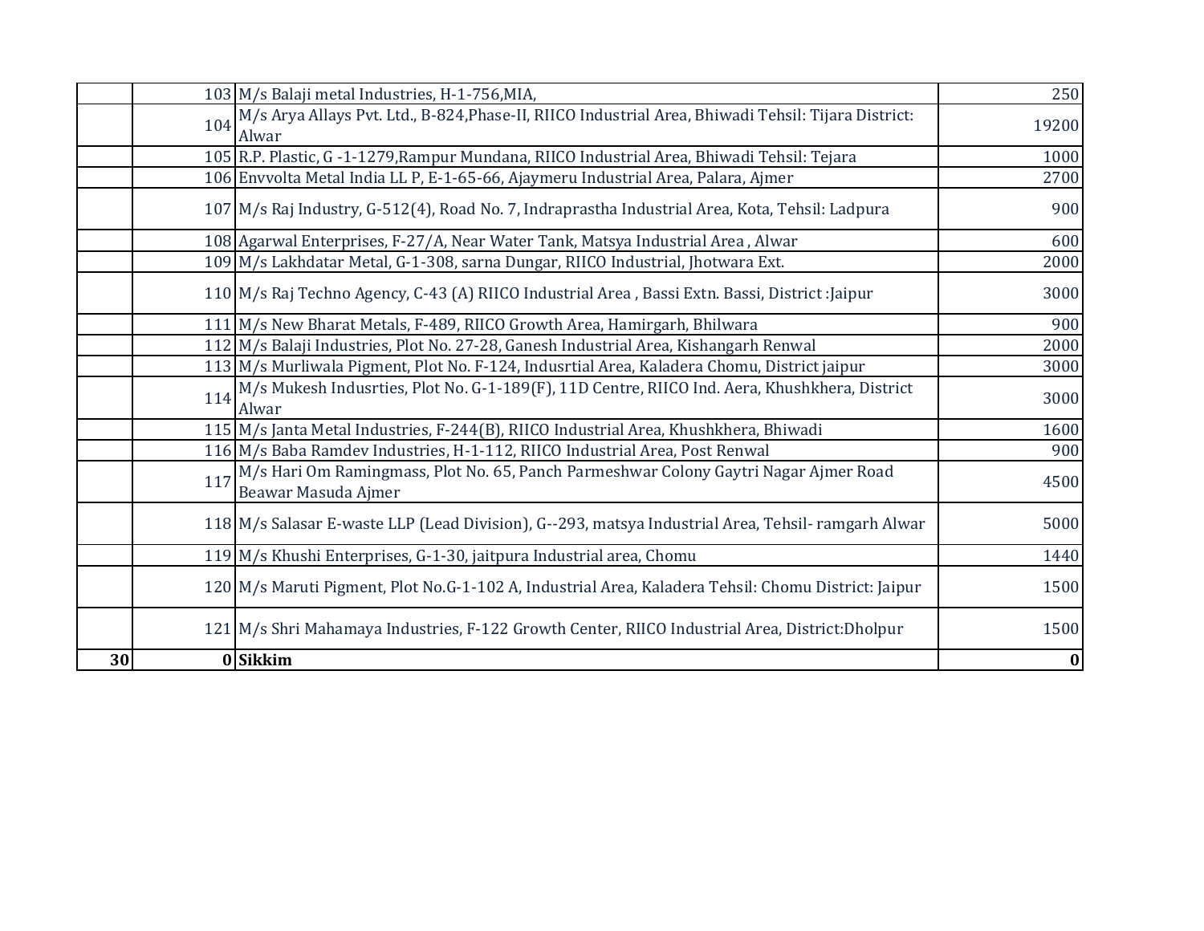| | | | |
|---|---|---|---|
| | 103 | M/s Balaji metal Industries, H-1-756,MIA, | 250 |
| | 104 | M/s Arya Allays Pvt. Ltd., B-824,Phase-II, RIICO Industrial Area, Bhiwadi Tehsil: Tijara District: Alwar | 19200 |
| | 105 | R.P. Plastic, G -1-1279,Rampur Mundana, RIICO Industrial Area, Bhiwadi Tehsil: Tejara | 1000 |
| | 106 | Envvolta Metal India LL P, E-1-65-66, Ajaymeru Industrial Area, Palara, Ajmer | 2700 |
| | 107 | M/s Raj Industry, G-512(4), Road No. 7, Indraprastha Industrial Area, Kota, Tehsil: Ladpura | 900 |
| | 108 | Agarwal Enterprises, F-27/A, Near Water Tank, Matsya Industrial Area , Alwar | 600 |
| | 109 | M/s Lakhdatar Metal, G-1-308, sarna Dungar, RIICO Industrial, Jhotwara Ext. | 2000 |
| | 110 | M/s Raj Techno Agency, C-43 (A) RIICO Industrial Area , Bassi Extn. Bassi, District :Jaipur | 3000 |
| | 111 | M/s New Bharat Metals, F-489, RIICO Growth Area, Hamirgarh, Bhilwara | 900 |
| | 112 | M/s Balaji Industries, Plot No. 27-28, Ganesh Industrial Area, Kishangarh Renwal | 2000 |
| | 113 | M/s Murliwala Pigment, Plot No. F-124, Indusrtial Area, Kaladera Chomu, District jaipur | 3000 |
| | 114 | M/s Mukesh Indusrties, Plot No. G-1-189(F), 11D Centre, RIICO Ind. Aera, Khushkhera, District Alwar | 3000 |
| | 115 | M/s Janta Metal Industries, F-244(B), RIICO Industrial Area, Khushkhera, Bhiwadi | 1600 |
| | 116 | M/s Baba Ramdev Industries, H-1-112, RIICO Industrial Area, Post Renwal | 900 |
| | 117 | M/s Hari Om Ramingmass, Plot No. 65, Panch Parmeshwar Colony Gaytri Nagar Ajmer Road Beawar Masuda Ajmer | 4500 |
| | 118 | M/s Salasar E-waste LLP (Lead Division), G--293, matsya Industrial Area, Tehsil- ramgarh Alwar | 5000 |
| | 119 | M/s Khushi Enterprises, G-1-30, jaitpura Industrial area, Chomu | 1440 |
| | 120 | M/s Maruti Pigment, Plot No.G-1-102 A, Industrial Area, Kaladera Tehsil: Chomu District: Jaipur | 1500 |
| | 121 | M/s Shri Mahamaya Industries, F-122 Growth Center, RIICO Industrial Area, District:Dholpur | 1500 |
| **30** | **0** | **Sikkim** | **0** |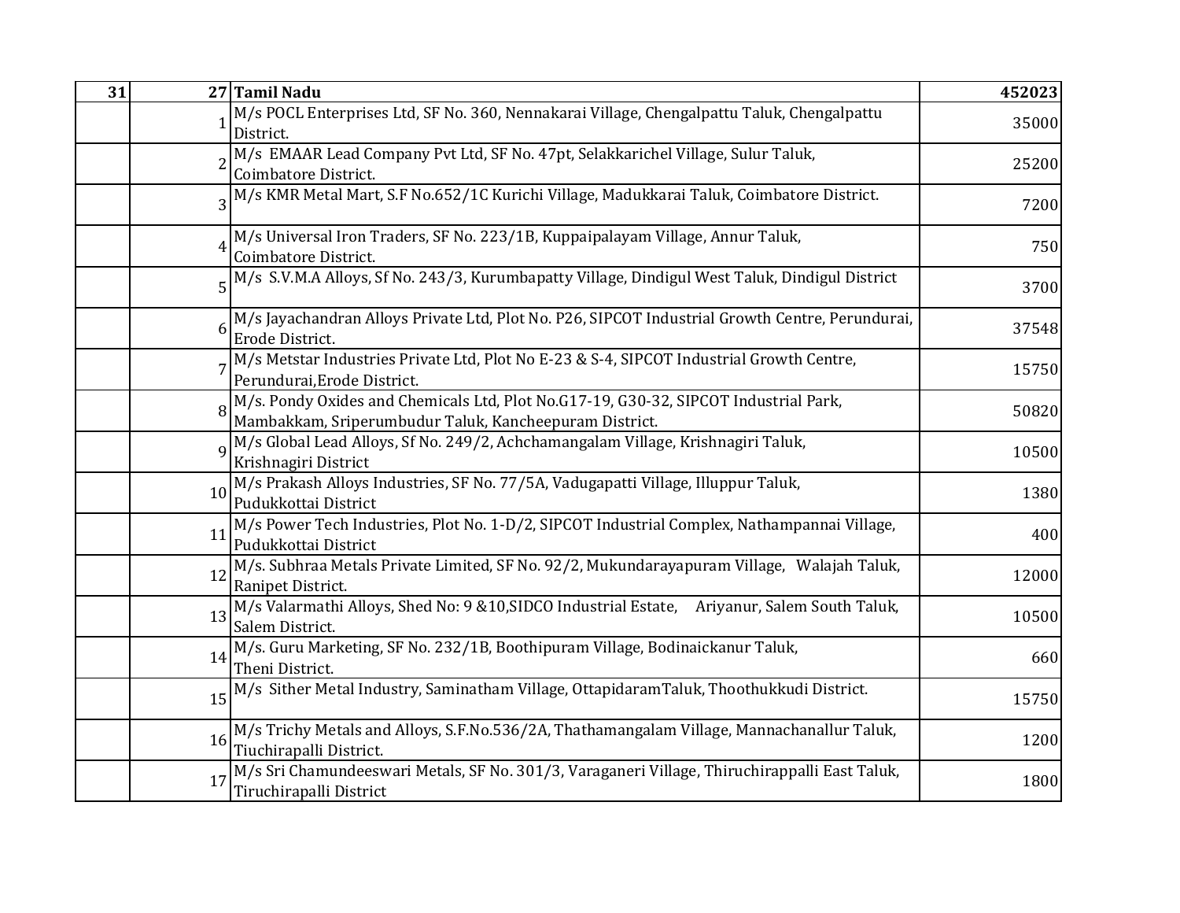| 31 | 27 | Tamil Nadu | 452023 |
|---|---|---|---|
| | 1 | M/s POCL Enterprises Ltd, SF No. 360, Nennakarai Village, Chengalpattu Taluk, Chengalpattu District. | 35000 |
| | 2 | M/s EMAAR Lead Company Pvt Ltd, SF No. 47pt, Selakkarichel Village, Sulur Taluk, Coimbatore District. | 25200 |
| | 3 | M/s KMR Metal Mart, S.F No.652/1C Kurichi Village, Madukkarai Taluk, Coimbatore District. | 7200 |
| | 4 | M/s Universal Iron Traders, SF No. 223/1B, Kuppaipalayam Village, Annur Taluk, Coimbatore District. | 750 |
| | 5 | M/s S.V.M.A Alloys, Sf No. 243/3, Kurumbapatty Village, Dindigul West Taluk, Dindigul District | 3700 |
| | 6 | M/s Jayachandran Alloys Private Ltd, Plot No. P26, SIPCOT Industrial Growth Centre, Perundurai, Erode District. | 37548 |
| | 7 | M/s Metstar Industries Private Ltd, Plot No E-23 & S-4, SIPCOT Industrial Growth Centre, Perundurai,Erode District. | 15750 |
| | 8 | M/s. Pondy Oxides and Chemicals Ltd, Plot No.G17-19, G30-32, SIPCOT Industrial Park, Mambakkam, Sriperumbudur Taluk, Kancheepuram District. | 50820 |
| | 9 | M/s Global Lead Alloys, Sf No. 249/2, Achchamangalam Village, Krishnagiri Taluk, Krishnagiri District | 10500 |
| | 10 | M/s Prakash Alloys Industries, SF No. 77/5A, Vadugapatti Village, Illuppur Taluk, Pudukkottai District | 1380 |
| | 11 | M/s Power Tech Industries, Plot No. 1-D/2, SIPCOT Industrial Complex, Nathampannai Village, Pudukkottai District | 400 |
| | 12 | M/s. Subhraa Metals Private Limited, SF No. 92/2, Mukundarayapuram Village, Walajah Taluk, Ranipet District. | 12000 |
| | 13 | M/s Valarmathi Alloys, Shed No: 9 &10,SIDCO Industrial Estate, Ariyanur, Salem South Taluk, Salem District. | 10500 |
| | 14 | M/s. Guru Marketing, SF No. 232/1B, Boothipuram Village, Bodinaickanur Taluk, Theni District. | 660 |
| | 15 | M/s Sither Metal Industry, Saminatham Village, OttapidaramTaluk, Thoothukkudi District. | 15750 |
| | 16 | M/s Trichy Metals and Alloys, S.F.No.536/2A, Thathamangalam Village, Mannachanallur Taluk, Tiuchirapalli District. | 1200 |
| | 17 | M/s Sri Chamundeeswari Metals, SF No. 301/3, Varaganeri Village, Thiruchirappalli East Taluk, Tiruchirapalli District | 1800 |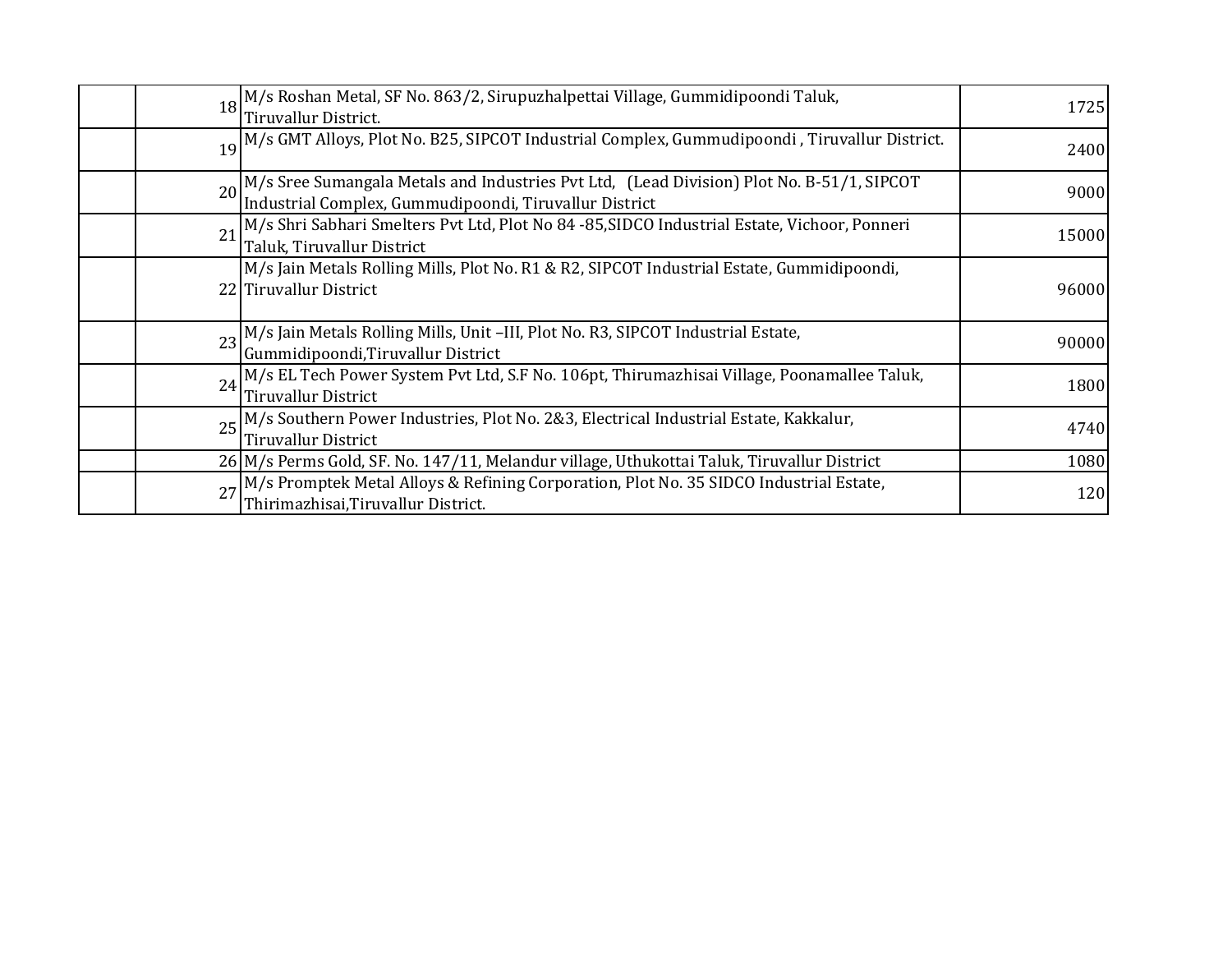| | | | |
|---|---|---|---|
| | 18 | M/s Roshan Metal, SF No. 863/2, Sirupuzhalpettai Village, Gummidipoondi Taluk, Tiruvallur District. | 1725 |
| | 19 | M/s GMT Alloys, Plot No. B25, SIPCOT Industrial Complex, Gummudipoondi , Tiruvallur District. | 2400 |
| | 20 | M/s Sree Sumangala Metals and Industries Pvt Ltd, (Lead Division) Plot No. B-51/1, SIPCOT Industrial Complex, Gummudipoondi, Tiruvallur District | 9000 |
| | 21 | M/s Shri Sabhari Smelters Pvt Ltd, Plot No 84 -85,SIDCO Industrial Estate, Vichoor, Ponneri Taluk, Tiruvallur District | 15000 |
| | 22 | M/s Jain Metals Rolling Mills, Plot No. R1 & R2, SIPCOT Industrial Estate, Gummidipoondi, Tiruvallur District | 96000 |
| | 23 | M/s Jain Metals Rolling Mills, Unit –III, Plot No. R3, SIPCOT Industrial Estate, Gummidipoondi,Tiruvallur District | 90000 |
| | 24 | M/s EL Tech Power System Pvt Ltd, S.F No. 106pt, Thirumazhisai Village, Poonamallee Taluk, Tiruvallur District | 1800 |
| | 25 | M/s Southern Power Industries, Plot No. 2&3, Electrical Industrial Estate, Kakkalur, Tiruvallur District | 4740 |
| | 26 | M/s Perms Gold, SF. No. 147/11, Melandur village, Uthukottai Taluk, Tiruvallur District | 1080 |
| | 27 | M/s Promptek Metal Alloys & Refining Corporation, Plot No. 35 SIDCO Industrial Estate, Thirimazhisai,Tiruvallur District. | 120 |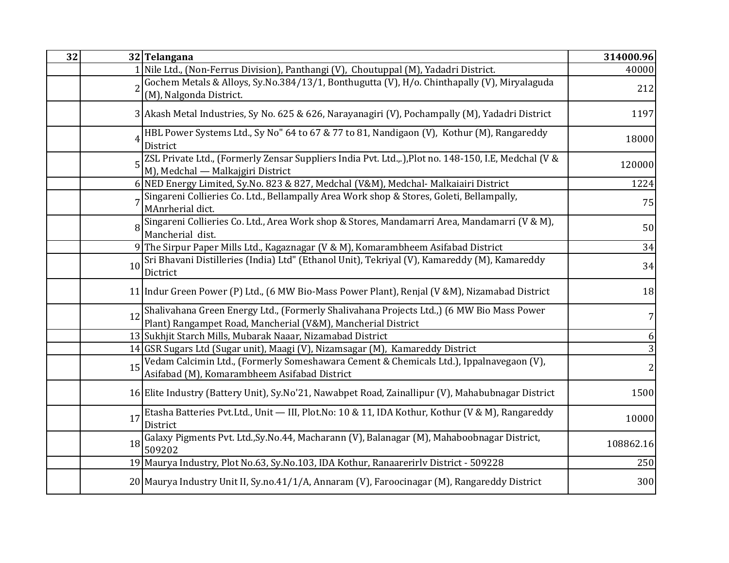| 32 | 32 | Telangana | 314000.96 |
|---|---|---|---|
| | 1 | Nile Ltd., (Non-Ferrus Division), Panthangi (V), Choutuppal (M), Yadadri District. | 40000 |
| | 2 | Gochem Metals & Alloys, Sy.No.384/13/1, Bonthugutta (V), H/o. Chinthapally (V), Miryalaguda (M), Nalgonda District. | 212 |
| | 3 | Akash Metal Industries, Sy No. 625 & 626, Narayanagiri (V), Pochampally (M), Yadadri District | 1197 |
| | 4 | HBL Power Systems Ltd., Sy No" 64 to 67 & 77 to 81, Nandigaon (V), Kothur (M), Rangareddy District | 18000 |
| | 5 | ZSL Private Ltd., (Formerly Zensar Suppliers India Pvt. Ltd.,.),Plot no. 148-150, I.E, Medchal (V & M), Medchal — Malkajgiri District | 120000 |
| | 6 | NED Energy Limited, Sy.No. 823 & 827, Medchal (V&M), Medchal- Malkaiairi District | 1224 |
| | 7 | Singareni Collieries Co. Ltd., Bellampally Area Work shop & Stores, Goleti, Bellampally, MAnrherial dict. | 75 |
| | 8 | Singareni Collieries Co. Ltd., Area Work shop & Stores, Mandamarri Area, Mandamarri (V & M), Mancherial dist. | 50 |
| | 9 | The Sirpur Paper Mills Ltd., Kagaznagar (V & M), Komarambheem Asifabad District | 34 |
| | 10 | Sri Bhavani Distilleries (India) Ltd" (Ethanol Unit), Tekriyal (V), Kamareddy (M), Kamareddy Dictrict | 34 |
| | 11 | Indur Green Power (P) Ltd., (6 MW Bio-Mass Power Plant), Renjal (V &M), Nizamabad District | 18 |
| | 12 | Shalivahana Green Energy Ltd., (Formerly Shalivahana Projects Ltd.,) (6 MW Bio Mass Power Plant) Rangampet Road, Mancherial (V&M), Mancherial District | 7 |
| | 13 | Sukhjit Starch Mills, Mubarak Naaar, Nizamabad District | 6 |
| | 14 | GSR Sugars Ltd (Sugar unit), Maagi (V), Nizamsagar (M), Kamareddy District | 3 |
| | 15 | Vedam Calcimin Ltd., (Formerly Someshawara Cement & Chemicals Ltd.), Ippalnavegaon (V), Asifabad (M), Komarambheem Asifabad District | 2 |
| | 16 | Elite Industry (Battery Unit), Sy.No'21, Nawabpet Road, Zainallipur (V), Mahabubnagar District | 1500 |
| | 17 | Etasha Batteries Pvt.Ltd., Unit — III, Plot.No: 10 & 11, IDA Kothur, Kothur (V & M), Rangareddy District | 10000 |
| | 18 | Galaxy Pigments Pvt. Ltd.,Sy.No.44, Macharann (V), Balanagar (M), Mahaboobnagar District, 509202 | 108862.16 |
| | 19 | Maurya Industry, Plot No.63, Sy.No.103, IDA Kothur, Ranaarerirlv District - 509228 | 250 |
| | 20 | Maurya Industry Unit II, Sy.no.41/1/A, Annaram (V), Faroocinagar (M), Rangareddy District | 300 |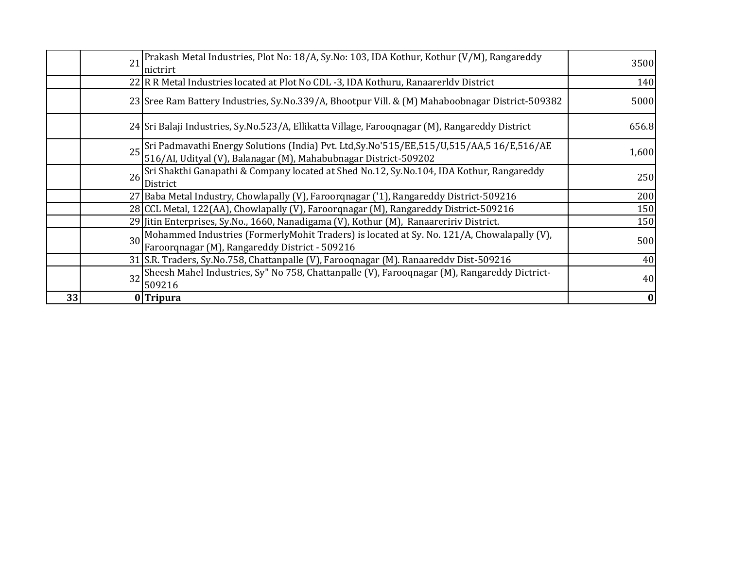| | | | |
|---|---|---|---|
| | 21 | Prakash Metal Industries, Plot No: 18/A, Sy.No: 103, IDA Kothur, Kothur (V/M), Rangareddy nictrirt | 3500 |
| | 22 | R R Metal Industries located at Plot No CDL -3, IDA Kothuru, Ranaarerldv District | 140 |
| | 23 | Sree Ram Battery Industries, Sy.No.339/A, Bhootpur Vill. & (M) Mahaboobnagar District-509382 | 5000 |
| | 24 | Sri Balaji Industries, Sy.No.523/A, Ellikatta Village, Farooqnagar (M), Rangareddy District | 656.8 |
| | 25 | Sri Padmavathi Energy Solutions (India) Pvt. Ltd,Sy.No'515/EE,515/U,515/AA,5 16/E,516/AE 516/AI, Udityal (V), Balanagar (M), Mahabubnagar District-509202 | 1,600 |
| | 26 | Sri Shakthi Ganapathi & Company located at Shed No.12, Sy.No.104, IDA Kothur, Rangareddy District | 250 |
| | 27 | Baba Metal Industry, Chowlapally (V), Faroorqnagar ('1), Rangareddy District-509216 | 200 |
| | 28 | CCL Metal, 122(AA), Chowlapally (V), Faroorqnagar (M), Rangareddy District-509216 | 150 |
| | 29 | Jitin Enterprises, Sy.No., 1660, Nanadigama (V), Kothur (M), Ranaareririv District. | 150 |
| | 30 | Mohammed Industries (FormerlyMohit Traders) is located at Sy. No. 121/A, Chowalapally (V), Faroorqnagar (M), Rangareddy District - 509216 | 500 |
| | 31 | S.R. Traders, Sy.No.758, Chattanpalle (V), Farooqnagar (M). Ranaareddv Dist-509216 | 40 |
| | 32 | Sheesh Mahel Industries, Sy" No 758, Chattanpalle (V), Farooqnagar (M), Rangareddy Dictrict-509216 | 40 |
| **33** | 0 | **Tripura** | **0** |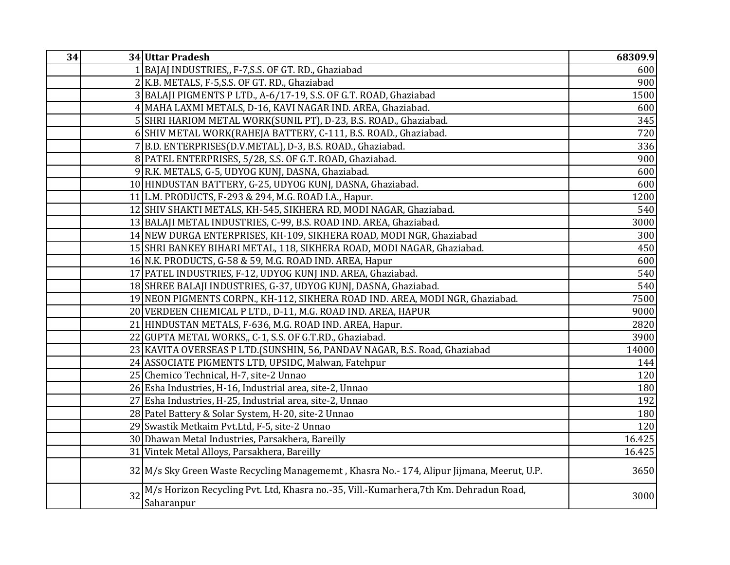| 34 | 34 | **Uttar Pradesh** | **68309.9** |
|---|---|---|---|
| | 1 | BAJAJ INDUSTRIES,, F-7,S.S. OF GT. RD., Ghaziabad | 600 |
| | 2 | K.B. METALS, F-5,S.S. OF GT. RD., Ghaziabad | 900 |
| | 3 | BALAJI PIGMENTS P LTD., A-6/17-19, S.S. OF G.T. ROAD, Ghaziabad | 1500 |
| | 4 | MAHA LAXMI METALS, D-16, KAVI NAGAR IND. AREA, Ghaziabad. | 600 |
| | 5 | SHRI HARIOM METAL WORK(SUNIL PT), D-23, B.S. ROAD., Ghaziabad. | 345 |
| | 6 | SHIV METAL WORK(RAHEJA BATTERY, C-111, B.S. ROAD., Ghaziabad. | 720 |
| | 7 | B.D. ENTERPRISES(D.V.METAL), D-3, B.S. ROAD., Ghaziabad. | 336 |
| | 8 | PATEL ENTERPRISES, 5/28, S.S. OF G.T. ROAD, Ghaziabad. | 900 |
| | 9 | R.K. METALS, G-5, UDYOG KUNJ, DASNA, Ghaziabad. | 600 |
| | 10 | HINDUSTAN BATTERY, G-25, UDYOG KUNJ, DASNA, Ghaziabad. | 600 |
| | 11 | L.M. PRODUCTS, F-293 & 294, M.G. ROAD I.A., Hapur. | 1200 |
| | 12 | SHIV SHAKTI METALS, KH-545, SIKHERA RD, MODI NAGAR, Ghaziabad. | 540 |
| | 13 | BALAJI METAL INDUSTRIES, C-99, B.S. ROAD IND. AREA, Ghaziabad. | 3000 |
| | 14 | NEW DURGA ENTERPRISES, KH-109, SIKHERA ROAD, MODI NGR, Ghaziabad | 300 |
| | 15 | SHRI BANKEY BIHARI METAL, 118, SIKHERA ROAD, MODI NAGAR, Ghaziabad. | 450 |
| | 16 | N.K. PRODUCTS, G-58 & 59, M.G. ROAD IND. AREA, Hapur | 600 |
| | 17 | PATEL INDUSTRIES, F-12, UDYOG KUNJ IND. AREA, Ghaziabad. | 540 |
| | 18 | SHREE BALAJI INDUSTRIES, G-37, UDYOG KUNJ, DASNA, Ghaziabad. | 540 |
| | 19 | NEON PIGMENTS CORPN., KH-112, SIKHERA ROAD IND. AREA, MODI NGR, Ghaziabad. | 7500 |
| | 20 | VERDEEN CHEMICAL P LTD., D-11, M.G. ROAD IND. AREA, HAPUR | 9000 |
| | 21 | HINDUSTAN METALS, F-636, M.G. ROAD IND. AREA, Hapur. | 2820 |
| | 22 | GUPTA METAL WORKS,, C-1, S.S. OF G.T.RD., Ghaziabad. | 3900 |
| | 23 | KAVITA OVERSEAS P LTD.(SUNSHIN, 56, PANDAV NAGAR, B.S. Road, Ghaziabad | 14000 |
| | 24 | ASSOCIATE PIGMENTS LTD, UPSIDC, Malwan, Fatehpur | 144 |
| | 25 | Chemico Technical, H-7, site-2 Unnao | 120 |
| | 26 | Esha Industries, H-16, Industrial area, site-2, Unnao | 180 |
| | 27 | Esha Industries, H-25, Industrial area, site-2, Unnao | 192 |
| | 28 | Patel Battery & Solar System, H-20, site-2 Unnao | 180 |
| | 29 | Swastik Metkaim Pvt.Ltd, F-5, site-2 Unnao | 120 |
| | 30 | Dhawan Metal Industries, Parsakhera, Bareilly | 16.425 |
| | 31 | Vintek Metal Alloys, Parsakhera, Bareilly | 16.425 |
| | 32 | M/s Sky Green Waste Recycling Managememt , Khasra No.- 174, Alipur Jijmana, Meerut, U.P. | 3650 |
| | 32 | M/s Horizon Recycling Pvt. Ltd, Khasra no.-35, Vill.-Kumarhera,7th Km. Dehradun Road, Saharanpur | 3000 |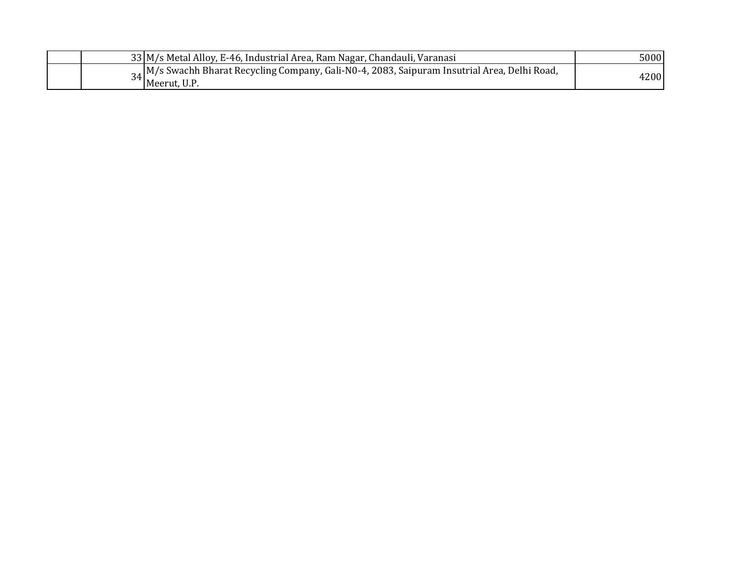| | | | |
|---|---|---|---|
| | 33 | M/s Metal Alloy, E-46, Industrial Area, Ram Nagar, Chandauli, Varanasi | 5000 |
| | 34 | M/s Swachh Bharat Recycling Company, Gali-N0-4, 2083, Saipuram Insutrial Area, Delhi Road, Meerut, U.P. | 4200 |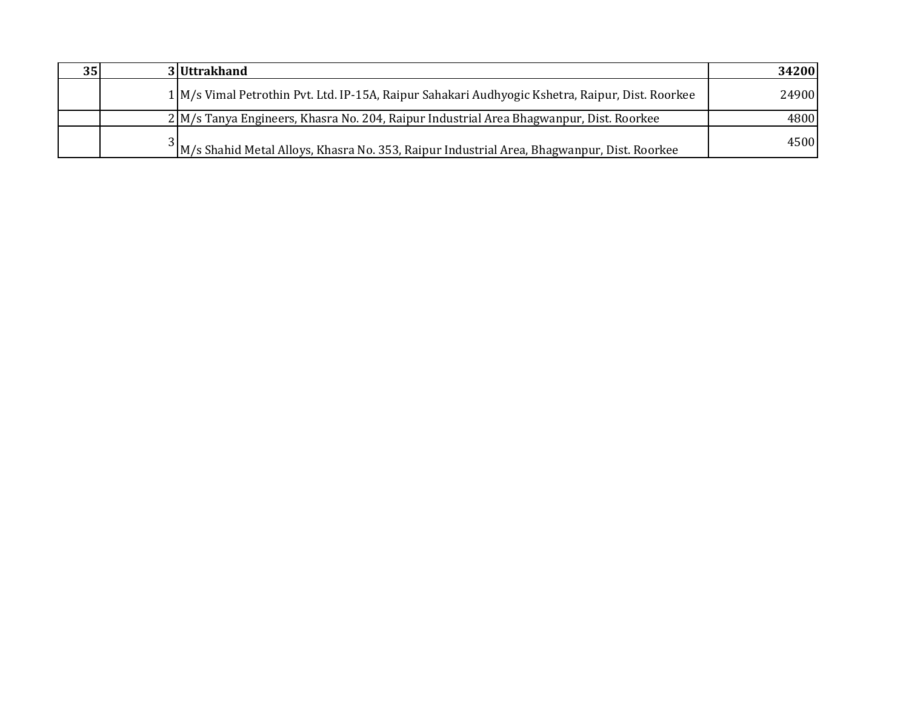| **35** | **3** | **Uttrakhand** | **34200** |
|---|---|---|---|
| | 1 | M/s Vimal Petrothin Pvt. Ltd. IP-15A, Raipur Sahakari Audhyogic Kshetra, Raipur, Dist. Roorkee | 24900 |
| | 2 | M/s Tanya Engineers, Khasra No. 204, Raipur Industrial Area Bhagwanpur, Dist. Roorkee | 4800 |
| | 3 | M/s Shahid Metal Alloys, Khasra No. 353, Raipur Industrial Area, Bhagwanpur, Dist. Roorkee | 4500 |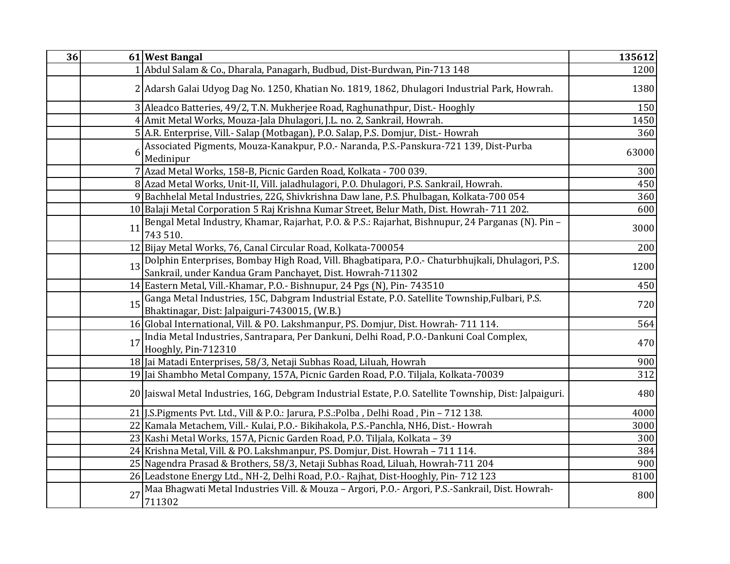| 36 | 61 | **West Bangal** | **135612** |
|---|---|---|---|
| | 1 | Abdul Salam & Co., Dharala, Panagarh, Budbud, Dist-Burdwan, Pin-713 148 | 1200 |
| | 2 | Adarsh Galai Udyog Dag No. 1250, Khatian No. 1819, 1862, Dhulagori Industrial Park, Howrah. | 1380 |
| | 3 | Aleadco Batteries, 49/2, T.N. Mukherjee Road, Raghunathpur, Dist.- Hooghly | 150 |
| | 4 | Amit Metal Works, Mouza-Jala Dhulagori, J.L. no. 2, Sankrail, Howrah. | 1450 |
| | 5 | A.R. Enterprise, Vill.- Salap (Motbagan), P.O. Salap, P.S. Domjur, Dist.- Howrah | 360 |
| | 6 | Associated Pigments, Mouza-Kanakpur, P.O.- Naranda, P.S.-Panskura-721 139, Dist-Purba Medinipur | 63000 |
| | 7 | Azad Metal Works, 158-B, Picnic Garden Road, Kolkata - 700 039. | 300 |
| | 8 | Azad Metal Works, Unit-II, Vill. jaladhulagori, P.O. Dhulagori, P.S. Sankrail, Howrah. | 450 |
| | 9 | Bachhelal Metal Industries, 22G, Shivkrishna Daw lane, P.S. Phulbagan, Kolkata-700 054 | 360 |
| | 10 | Balaji Metal Corporation 5 Raj Krishna Kumar Street, Belur Math, Dist. Howrah- 711 202. | 600 |
| | 11 | Bengal Metal Industry, Khamar, Rajarhat, P.O. & P.S.: Rajarhat, Bishnupur, 24 Parganas (N). Pin – 743 510. | 3000 |
| | 12 | Bijay Metal Works, 76, Canal Circular Road, Kolkata-700054 | 200 |
| | 13 | Dolphin Enterprises, Bombay High Road, Vill. Bhagbatipara, P.O.- Chaturbhujkali, Dhulagori, P.S. Sankrail, under Kandua Gram Panchayet, Dist. Howrah-711302 | 1200 |
| | 14 | Eastern Metal, Vill.-Khamar, P.O.- Bishnupur, 24 Pgs (N), Pin- 743510 | 450 |
| | 15 | Ganga Metal Industries, 15C, Dabgram Industrial Estate, P.O. Satellite Township,Fulbari, P.S. Bhaktinagar, Dist: Jalpaiguri-7430015, (W.B.) | 720 |
| | 16 | Global International, Vill. & PO. Lakshmanpur, PS. Domjur, Dist. Howrah- 711 114. | 564 |
| | 17 | India Metal Industries, Santrapara, Per Dankuni, Delhi Road, P.O.-Dankuni Coal Complex, Hooghly, Pin-712310 | 470 |
| | 18 | Jai Matadi Enterprises, 58/3, Netaji Subhas Road, Liluah, Howrah | 900 |
| | 19 | Jai Shambho Metal Company, 157A, Picnic Garden Road, P.O. Tiljala, Kolkata-70039 | 312 |
| | 20 | Jaiswal Metal Industries, 16G, Debgram Industrial Estate, P.O. Satellite Township, Dist: Jalpaiguri. | 480 |
| | 21 | J.S.Pigments Pvt. Ltd., Vill & P.O.: Jarura, P.S.:Polba , Delhi Road , Pin – 712 138. | 4000 |
| | 22 | Kamala Metachem, Vill.- Kulai, P.O.- Bikihakola, P.S.-Panchla, NH6, Dist.- Howrah | 3000 |
| | 23 | Kashi Metal Works, 157A, Picnic Garden Road, P.O. Tiljala, Kolkata – 39 | 300 |
| | 24 | Krishna Metal, Vill. & PO. Lakshmanpur, PS. Domjur, Dist. Howrah – 711 114. | 384 |
| | 25 | Nagendra Prasad & Brothers, 58/3, Netaji Subhas Road, Liluah, Howrah-711 204 | 900 |
| | 26 | Leadstone Energy Ltd., NH-2, Delhi Road, P.O.- Rajhat, Dist-Hooghly, Pin- 712 123 | 8100 |
| | 27 | Maa Bhagwati Metal Industries Vill. & Mouza – Argori, P.O.- Argori, P.S.-Sankrail, Dist. Howrah-711302 | 800 |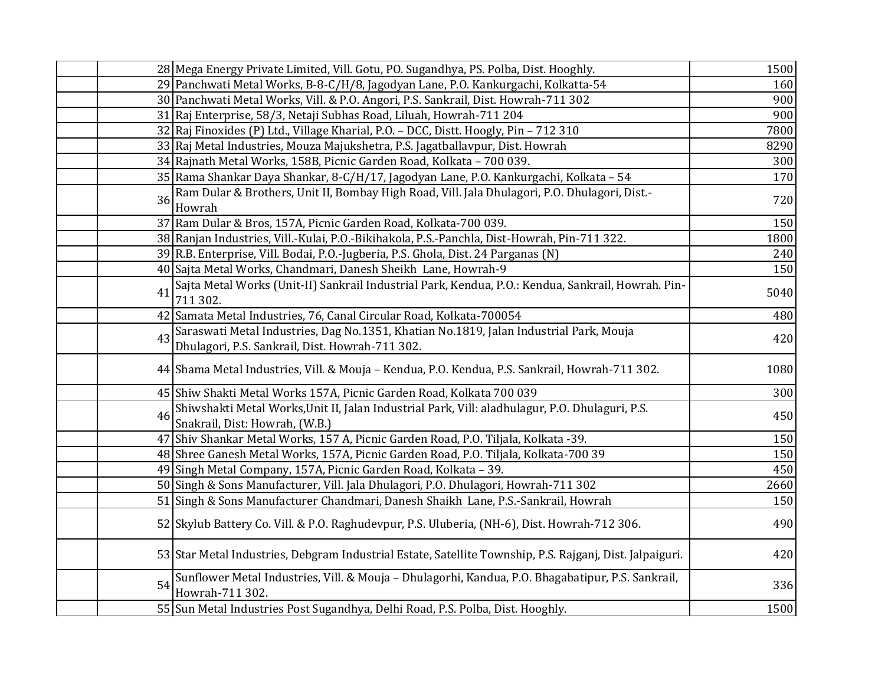| | | | |
|---|---|---|---|
| | 28 | Mega Energy Private Limited, Vill. Gotu, PO. Sugandhya, PS. Polba, Dist. Hooghly. | 1500 |
| | 29 | Panchwati Metal Works, B-8-C/H/8, Jagodyan Lane, P.O. Kankurgachi, Kolkatta-54 | 160 |
| | 30 | Panchwati Metal Works, Vill. & P.O. Angori, P.S. Sankrail, Dist. Howrah-711 302 | 900 |
| | 31 | Raj Enterprise, 58/3, Netaji Subhas Road, Liluah, Howrah-711 204 | 900 |
| | 32 | Raj Finoxides (P) Ltd., Village Kharial, P.O. – DCC, Distt. Hoogly, Pin – 712 310 | 7800 |
| | 33 | Raj Metal Industries, Mouza Majukshetra, P.S. Jagatballavpur, Dist. Howrah | 8290 |
| | 34 | Rajnath Metal Works, 158B, Picnic Garden Road, Kolkata – 700 039. | 300 |
| | 35 | Rama Shankar Daya Shankar, 8-C/H/17, Jagodyan Lane, P.O. Kankurgachi, Kolkata – 54 | 170 |
| | 36 | Ram Dular & Brothers, Unit II, Bombay High Road, Vill. Jala Dhulagori, P.O. Dhulagori, Dist.-Howrah | 720 |
| | 37 | Ram Dular & Bros, 157A, Picnic Garden Road, Kolkata-700 039. | 150 |
| | 38 | Ranjan Industries, Vill.-Kulai, P.O.-Bikihakola, P.S.-Panchla, Dist-Howrah, Pin-711 322. | 1800 |
| | 39 | R.B. Enterprise, Vill. Bodai, P.O.-Jugberia, P.S. Ghola, Dist. 24 Parganas (N) | 240 |
| | 40 | Sajta Metal Works, Chandmari, Danesh Sheikh Lane, Howrah-9 | 150 |
| | 41 | Sajta Metal Works (Unit-II) Sankrail Industrial Park, Kendua, P.O.: Kendua, Sankrail, Howrah. Pin-711 302. | 5040 |
| | 42 | Samata Metal Industries, 76, Canal Circular Road, Kolkata-700054 | 480 |
| | 43 | Saraswati Metal Industries, Dag No.1351, Khatian No.1819, Jalan Industrial Park, Mouja Dhulagori, P.S. Sankrail, Dist. Howrah-711 302. | 420 |
| | 44 | Shama Metal Industries, Vill. & Mouja – Kendua, P.O. Kendua, P.S. Sankrail, Howrah-711 302. | 1080 |
| | 45 | Shiw Shakti Metal Works 157A, Picnic Garden Road, Kolkata 700 039 | 300 |
| | 46 | Shiwshakti Metal Works,Unit II, Jalan Industrial Park, Vill: aladhulagur, P.O. Dhulaguri, P.S. Snakrail, Dist: Howrah, (W.B.) | 450 |
| | 47 | Shiv Shankar Metal Works, 157 A, Picnic Garden Road, P.O. Tiljala, Kolkata -39. | 150 |
| | 48 | Shree Ganesh Metal Works, 157A, Picnic Garden Road, P.O. Tiljala, Kolkata-700 39 | 150 |
| | 49 | Singh Metal Company, 157A, Picnic Garden Road, Kolkata – 39. | 450 |
| | 50 | Singh & Sons Manufacturer, Vill. Jala Dhulagori, P.O. Dhulagori, Howrah-711 302 | 2660 |
| | 51 | Singh & Sons Manufacturer Chandmari, Danesh Shaikh Lane, P.S.-Sankrail, Howrah | 150 |
| | 52 | Skylub Battery Co. Vill. & P.O. Raghudevpur, P.S. Uluberia, (NH-6), Dist. Howrah-712 306. | 490 |
| | 53 | Star Metal Industries, Debgram Industrial Estate, Satellite Township, P.S. Rajganj, Dist. Jalpaiguri. | 420 |
| | 54 | Sunflower Metal Industries, Vill. & Mouja – Dhulagorhi, Kandua, P.O. Bhagabatipur, P.S. Sankrail, Howrah-711 302. | 336 |
| | 55 | Sun Metal Industries Post Sugandhya, Delhi Road, P.S. Polba, Dist. Hooghly. | 1500 |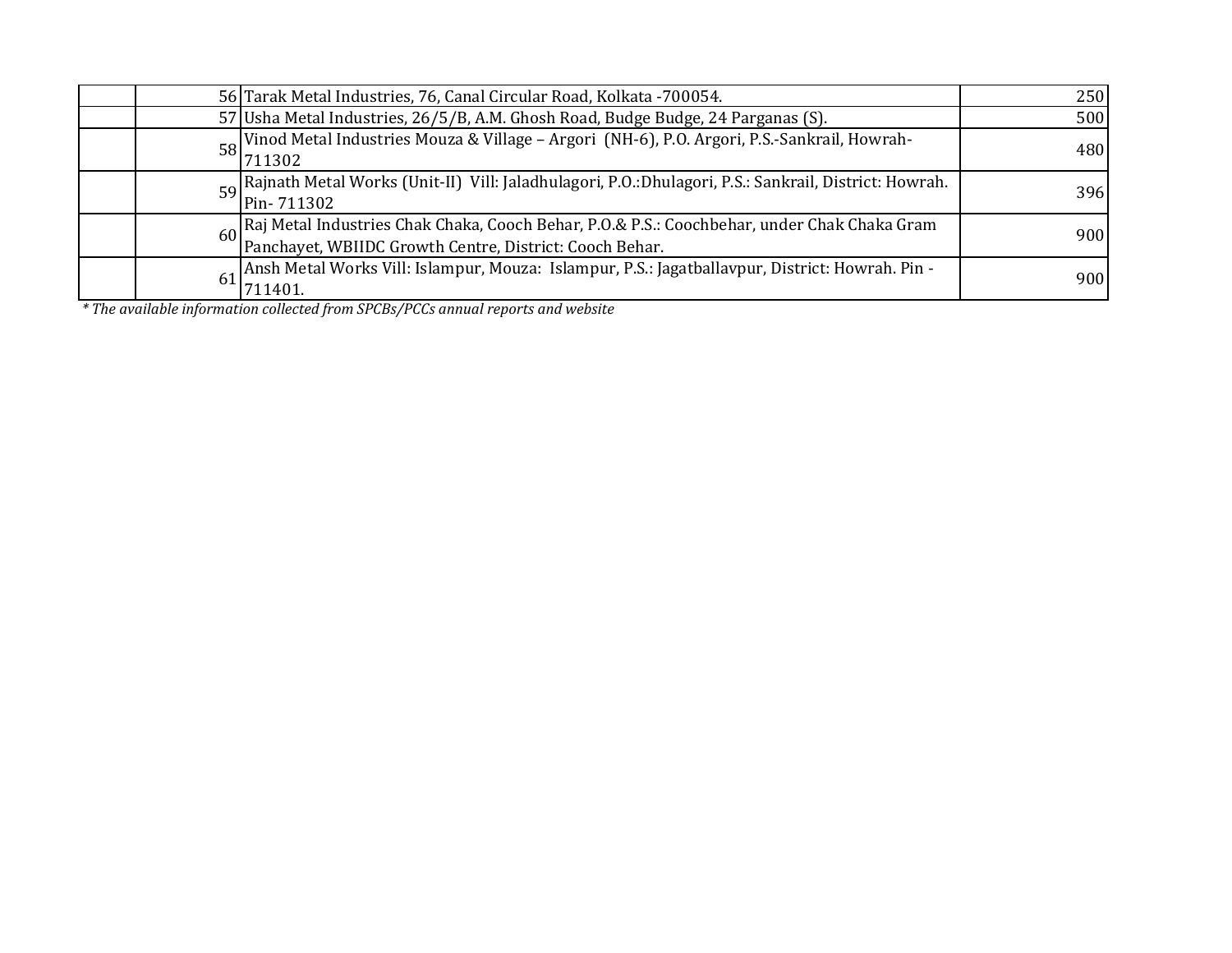| | | | |
|---|---|---|---|
| | 56 | Tarak Metal Industries, 76, Canal Circular Road, Kolkata -700054. | 250 |
| | 57 | Usha Metal Industries, 26/5/B, A.M. Ghosh Road, Budge Budge, 24 Parganas (S). | 500 |
| | 58 | Vinod Metal Industries Mouza & Village – Argori (NH-6), P.O. Argori, P.S.-Sankrail, Howrah-711302 | 480 |
| | 59 | Rajnath Metal Works (Unit-II) Vill: Jaladhulagori, P.O.:Dhulagori, P.S.: Sankrail, District: Howrah. Pin- 711302 | 396 |
| | 60 | Raj Metal Industries Chak Chaka, Cooch Behar, P.O.& P.S.: Coochbehar, under Chak Chaka Gram Panchayet, WBIIDC Growth Centre, District: Cooch Behar. | 900 |
| | 61 | Ansh Metal Works Vill: Islampur, Mouza: Islampur, P.S.: Jagatballavpur, District: Howrah. Pin - 711401. | 900 |

*\* The available information collected from SPCBs/PCCs annual reports and website*